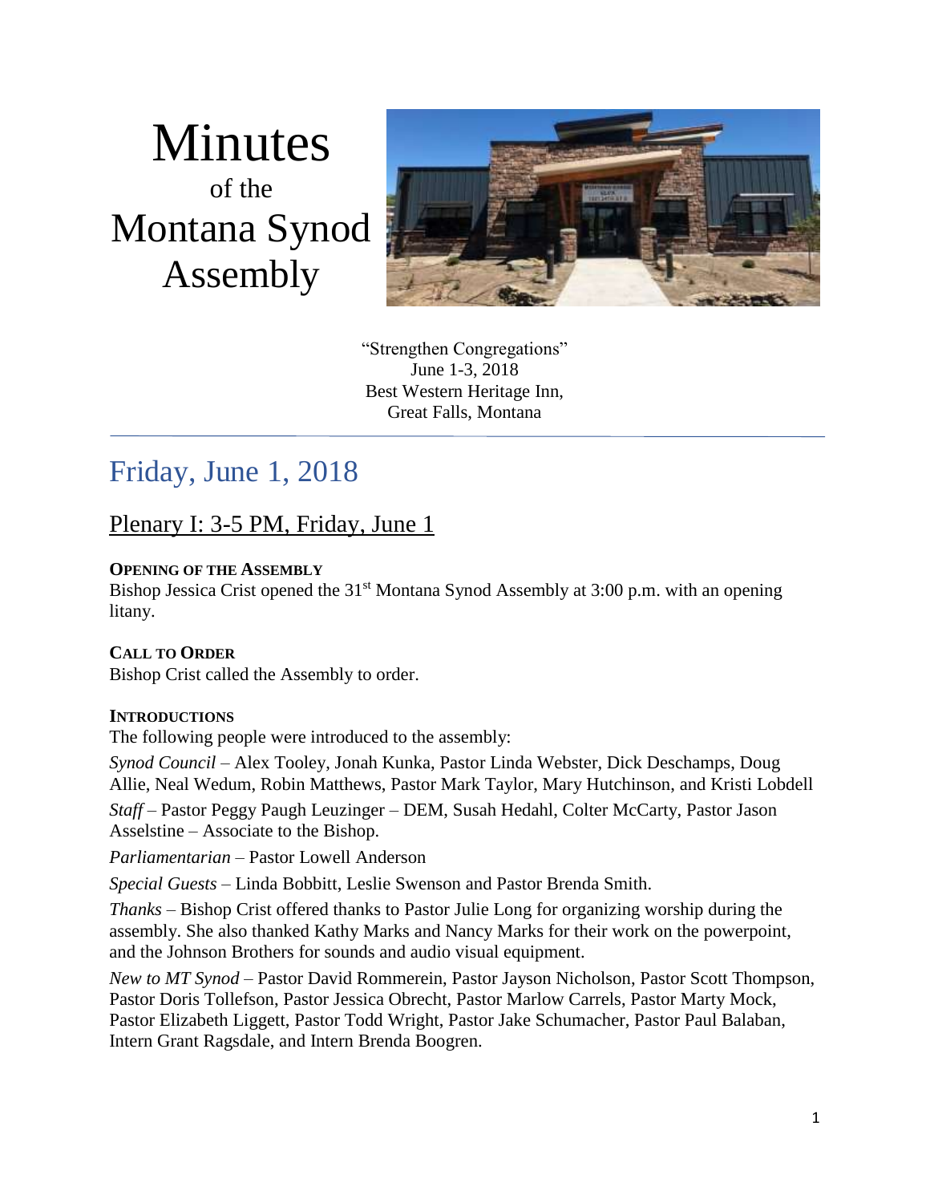# Minutes
of the
# Montana Synod Assembly

"Strengthen Congregations"
June 1-3, 2018
Best Western Heritage Inn,
Great Falls, Montana

## Friday, June 1, 2018

### Plenary I: 3-5 PM, Friday, June 1

**OPENING OF THE ASSEMBLY**
Bishop Jessica Crist opened the 31st Montana Synod Assembly at 3:00 p.m. with an opening litany.

**CALL TO ORDER**
Bishop Crist called the Assembly to order.

**INTRODUCTIONS**
The following people were introduced to the assembly:

*Synod Council* – Alex Tooley, Jonah Kunka, Pastor Linda Webster, Dick Deschamps, Doug Allie, Neal Wedum, Robin Matthews, Pastor Mark Taylor, Mary Hutchinson, and Kristi Lobdell

*Staff* – Pastor Peggy Paugh Leuzinger – DEM, Susah Hedahl, Colter McCarty, Pastor Jason Asselstine – Associate to the Bishop.

*Parliamentarian* – Pastor Lowell Anderson

*Special Guests* – Linda Bobbitt, Leslie Swenson and Pastor Brenda Smith.

*Thanks* – Bishop Crist offered thanks to Pastor Julie Long for organizing worship during the assembly. She also thanked Kathy Marks and Nancy Marks for their work on the powerpoint, and the Johnson Brothers for sounds and audio visual equipment.

*New to MT Synod* – Pastor David Rommerein, Pastor Jayson Nicholson, Pastor Scott Thompson, Pastor Doris Tollefson, Pastor Jessica Obrecht, Pastor Marlow Carrels, Pastor Marty Mock, Pastor Elizabeth Liggett, Pastor Todd Wright, Pastor Jake Schumacher, Pastor Paul Balaban, Intern Grant Ragsdale, and Intern Brenda Boogren.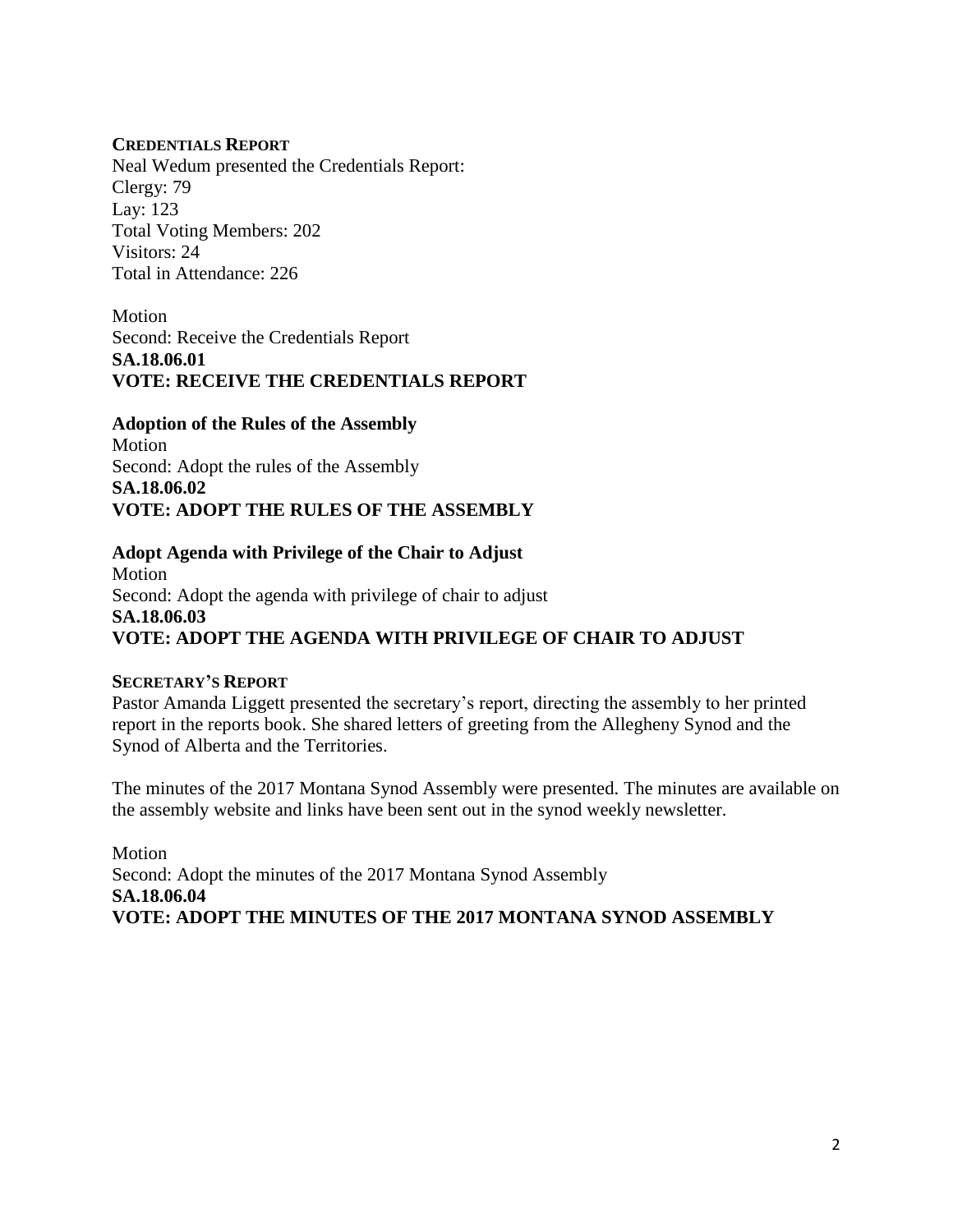## CREDENTIALS REPORT

Neal Wedum presented the Credentials Report:
Clergy: 79
Lay: 123
Total Voting Members: 202
Visitors: 24
Total in Attendance: 226

Motion
Second: Receive the Credentials Report
**SA.18.06.01**
**VOTE: RECEIVE THE CREDENTIALS REPORT**

### Adoption of the Rules of the Assembly

Motion
Second: Adopt the rules of the Assembly
**SA.18.06.02**
**VOTE: ADOPT THE RULES OF THE ASSEMBLY**

### Adopt Agenda with Privilege of the Chair to Adjust

Motion
Second: Adopt the agenda with privilege of chair to adjust
**SA.18.06.03**
**VOTE: ADOPT THE AGENDA WITH PRIVILEGE OF CHAIR TO ADJUST**

## SECRETARY'S REPORT

Pastor Amanda Liggett presented the secretary's report, directing the assembly to her printed report in the reports book. She shared letters of greeting from the Allegheny Synod and the Synod of Alberta and the Territories.

The minutes of the 2017 Montana Synod Assembly were presented. The minutes are available on the assembly website and links have been sent out in the synod weekly newsletter.

Motion
Second: Adopt the minutes of the 2017 Montana Synod Assembly
**SA.18.06.04**
**VOTE: ADOPT THE MINUTES OF THE 2017 MONTANA SYNOD ASSEMBLY**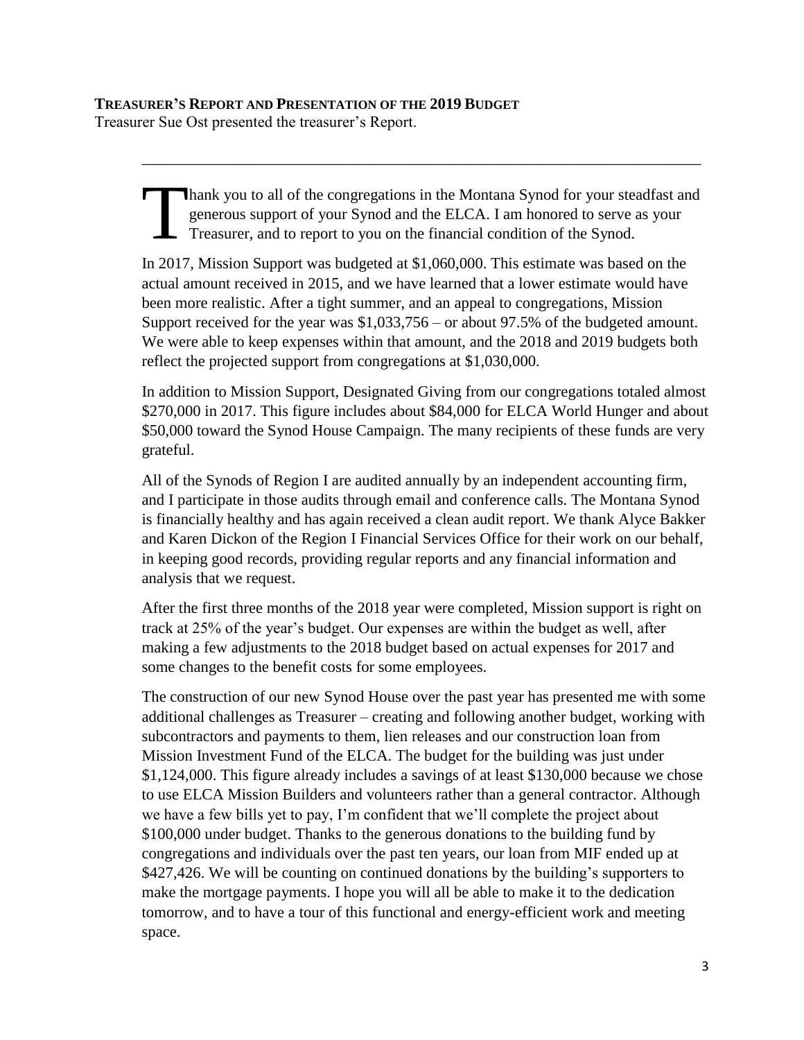**TREASURER'S REPORT AND PRESENTATION OF THE 2019 BUDGET**

Treasurer Sue Ost presented the treasurer's Report.

---

Thank you to all of the congregations in the Montana Synod for your steadfast and generous support of your Synod and the ELCA. I am honored to serve as your Treasurer, and to report to you on the financial condition of the Synod.

In 2017, Mission Support was budgeted at $1,060,000. This estimate was based on the actual amount received in 2015, and we have learned that a lower estimate would have been more realistic. After a tight summer, and an appeal to congregations, Mission Support received for the year was $1,033,756 – or about 97.5% of the budgeted amount. We were able to keep expenses within that amount, and the 2018 and 2019 budgets both reflect the projected support from congregations at $1,030,000.

In addition to Mission Support, Designated Giving from our congregations totaled almost $270,000 in 2017. This figure includes about $84,000 for ELCA World Hunger and about $50,000 toward the Synod House Campaign. The many recipients of these funds are very grateful.

All of the Synods of Region I are audited annually by an independent accounting firm, and I participate in those audits through email and conference calls. The Montana Synod is financially healthy and has again received a clean audit report. We thank Alyce Bakker and Karen Dickon of the Region I Financial Services Office for their work on our behalf, in keeping good records, providing regular reports and any financial information and analysis that we request.

After the first three months of the 2018 year were completed, Mission support is right on track at 25% of the year's budget. Our expenses are within the budget as well, after making a few adjustments to the 2018 budget based on actual expenses for 2017 and some changes to the benefit costs for some employees.

The construction of our new Synod House over the past year has presented me with some additional challenges as Treasurer – creating and following another budget, working with subcontractors and payments to them, lien releases and our construction loan from Mission Investment Fund of the ELCA. The budget for the building was just under $1,124,000. This figure already includes a savings of at least $130,000 because we chose to use ELCA Mission Builders and volunteers rather than a general contractor. Although we have a few bills yet to pay, I'm confident that we'll complete the project about $100,000 under budget. Thanks to the generous donations to the building fund by congregations and individuals over the past ten years, our loan from MIF ended up at $427,426. We will be counting on continued donations by the building's supporters to make the mortgage payments. I hope you will all be able to make it to the dedication tomorrow, and to have a tour of this functional and energy-efficient work and meeting space.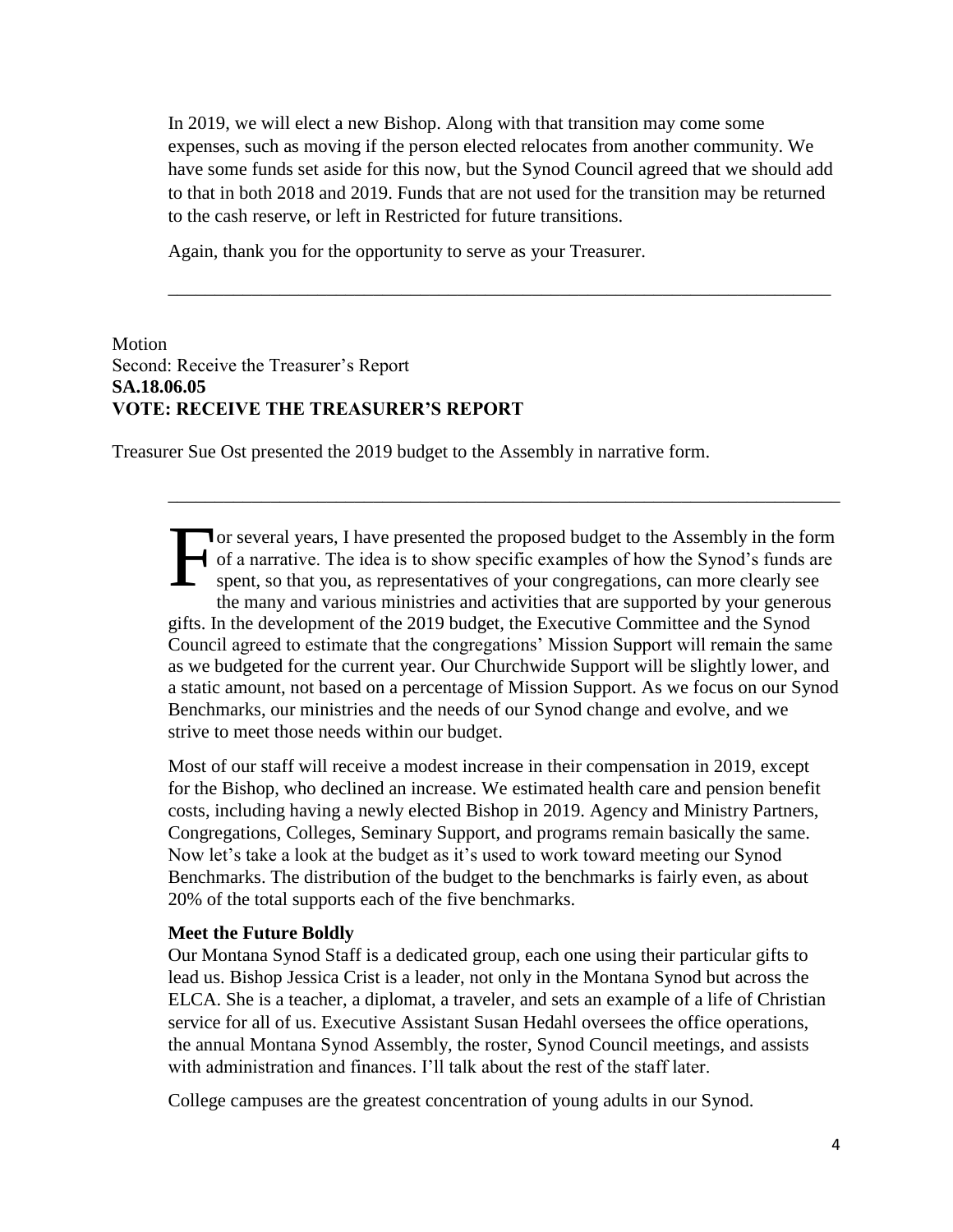In 2019, we will elect a new Bishop. Along with that transition may come some expenses, such as moving if the person elected relocates from another community. We have some funds set aside for this now, but the Synod Council agreed that we should add to that in both 2018 and 2019. Funds that are not used for the transition may be returned to the cash reserve, or left in Restricted for future transitions.

Again, thank you for the opportunity to serve as your Treasurer.

---

Motion
Second: Receive the Treasurer's Report
**SA.18.06.05**
**VOTE: RECEIVE THE TREASURER'S REPORT**

Treasurer Sue Ost presented the 2019 budget to the Assembly in narrative form.

---

For several years, I have presented the proposed budget to the Assembly in the form of a narrative. The idea is to show specific examples of how the Synod's funds are spent, so that you, as representatives of your congregations, can more clearly see the many and various ministries and activities that are supported by your generous gifts. In the development of the 2019 budget, the Executive Committee and the Synod Council agreed to estimate that the congregations' Mission Support will remain the same as we budgeted for the current year. Our Churchwide Support will be slightly lower, and a static amount, not based on a percentage of Mission Support. As we focus on our Synod Benchmarks, our ministries and the needs of our Synod change and evolve, and we strive to meet those needs within our budget.

Most of our staff will receive a modest increase in their compensation in 2019, except for the Bishop, who declined an increase. We estimated health care and pension benefit costs, including having a newly elected Bishop in 2019. Agency and Ministry Partners, Congregations, Colleges, Seminary Support, and programs remain basically the same. Now let's take a look at the budget as it's used to work toward meeting our Synod Benchmarks. The distribution of the budget to the benchmarks is fairly even, as about 20% of the total supports each of the five benchmarks.

**Meet the Future Boldly**
Our Montana Synod Staff is a dedicated group, each one using their particular gifts to lead us. Bishop Jessica Crist is a leader, not only in the Montana Synod but across the ELCA. She is a teacher, a diplomat, a traveler, and sets an example of a life of Christian service for all of us. Executive Assistant Susan Hedahl oversees the office operations, the annual Montana Synod Assembly, the roster, Synod Council meetings, and assists with administration and finances. I'll talk about the rest of the staff later.

College campuses are the greatest concentration of young adults in our Synod.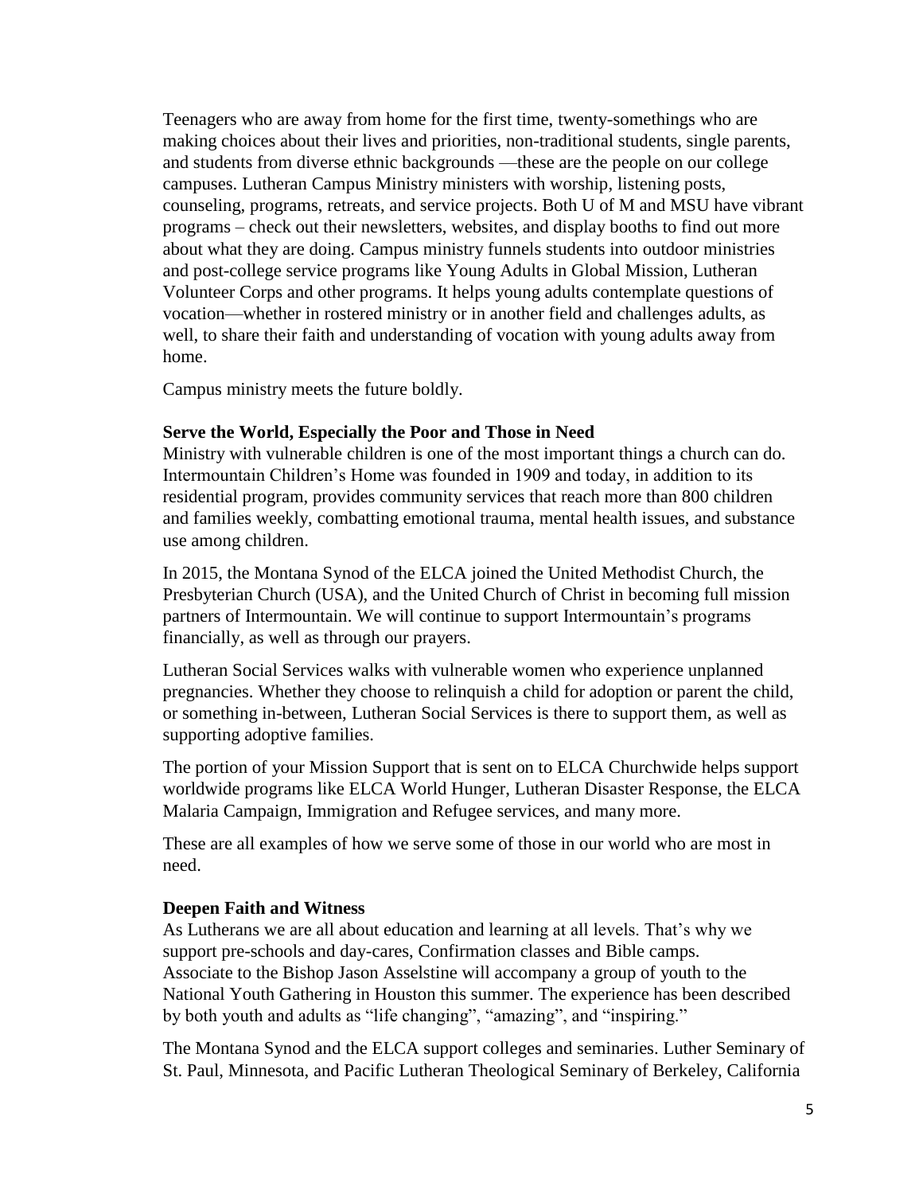Teenagers who are away from home for the first time, twenty-somethings who are making choices about their lives and priorities, non-traditional students, single parents, and students from diverse ethnic backgrounds —these are the people on our college campuses. Lutheran Campus Ministry ministers with worship, listening posts, counseling, programs, retreats, and service projects. Both U of M and MSU have vibrant programs – check out their newsletters, websites, and display booths to find out more about what they are doing. Campus ministry funnels students into outdoor ministries and post-college service programs like Young Adults in Global Mission, Lutheran Volunteer Corps and other programs. It helps young adults contemplate questions of vocation—whether in rostered ministry or in another field and challenges adults, as well, to share their faith and understanding of vocation with young adults away from home.

Campus ministry meets the future boldly.

**Serve the World, Especially the Poor and Those in Need**

Ministry with vulnerable children is one of the most important things a church can do. Intermountain Children's Home was founded in 1909 and today, in addition to its residential program, provides community services that reach more than 800 children and families weekly, combatting emotional trauma, mental health issues, and substance use among children.

In 2015, the Montana Synod of the ELCA joined the United Methodist Church, the Presbyterian Church (USA), and the United Church of Christ in becoming full mission partners of Intermountain. We will continue to support Intermountain's programs financially, as well as through our prayers.

Lutheran Social Services walks with vulnerable women who experience unplanned pregnancies. Whether they choose to relinquish a child for adoption or parent the child, or something in-between, Lutheran Social Services is there to support them, as well as supporting adoptive families.

The portion of your Mission Support that is sent on to ELCA Churchwide helps support worldwide programs like ELCA World Hunger, Lutheran Disaster Response, the ELCA Malaria Campaign, Immigration and Refugee services, and many more.

These are all examples of how we serve some of those in our world who are most in need.

**Deepen Faith and Witness**

As Lutherans we are all about education and learning at all levels. That's why we support pre-schools and day-cares, Confirmation classes and Bible camps. Associate to the Bishop Jason Asselstine will accompany a group of youth to the National Youth Gathering in Houston this summer. The experience has been described by both youth and adults as "life changing", "amazing", and "inspiring."

The Montana Synod and the ELCA support colleges and seminaries. Luther Seminary of St. Paul, Minnesota, and Pacific Lutheran Theological Seminary of Berkeley, California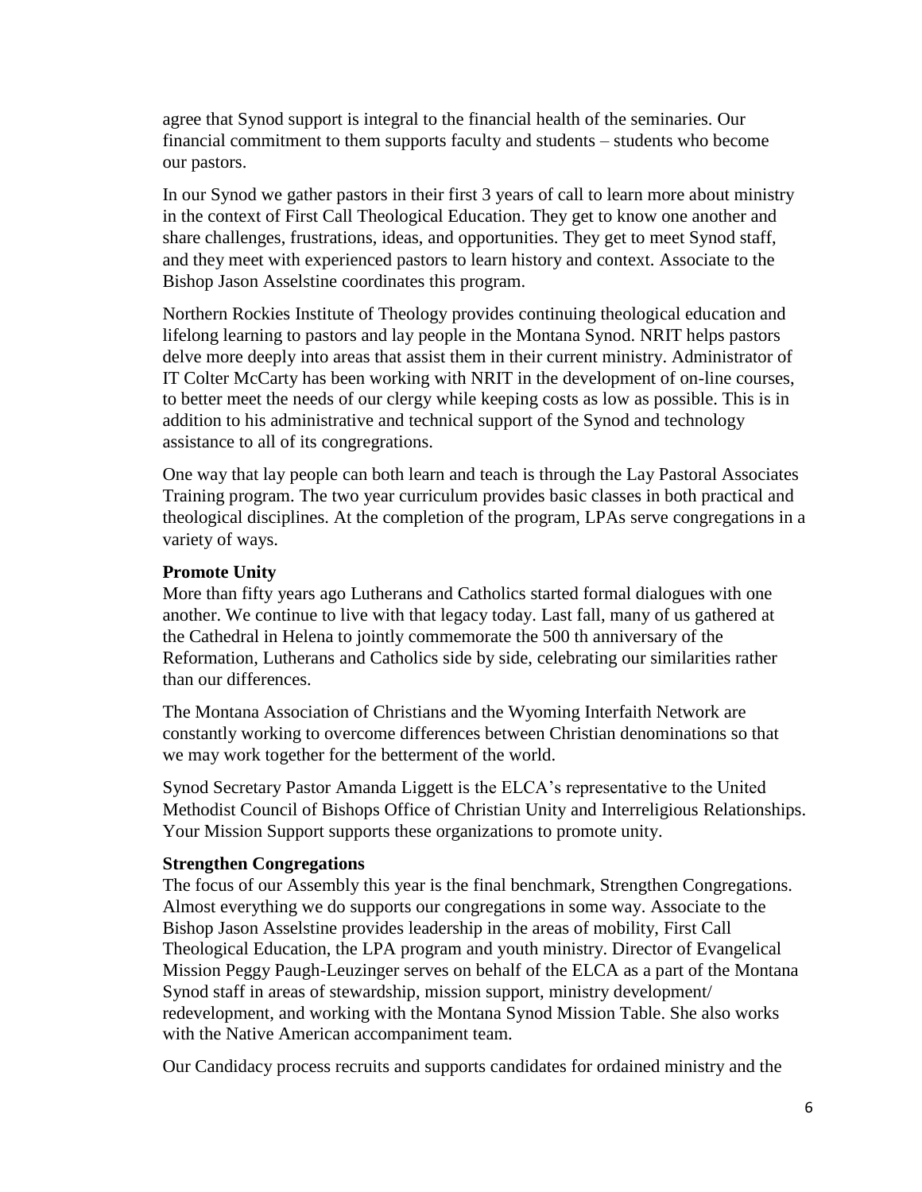agree that Synod support is integral to the financial health of the seminaries. Our financial commitment to them supports faculty and students – students who become our pastors.

In our Synod we gather pastors in their first 3 years of call to learn more about ministry in the context of First Call Theological Education. They get to know one another and share challenges, frustrations, ideas, and opportunities. They get to meet Synod staff, and they meet with experienced pastors to learn history and context. Associate to the Bishop Jason Asselstine coordinates this program.

Northern Rockies Institute of Theology provides continuing theological education and lifelong learning to pastors and lay people in the Montana Synod. NRIT helps pastors delve more deeply into areas that assist them in their current ministry. Administrator of IT Colter McCarty has been working with NRIT in the development of on-line courses, to better meet the needs of our clergy while keeping costs as low as possible. This is in addition to his administrative and technical support of the Synod and technology assistance to all of its congregrations.

One way that lay people can both learn and teach is through the Lay Pastoral Associates Training program. The two year curriculum provides basic classes in both practical and theological disciplines. At the completion of the program, LPAs serve congregations in a variety of ways.

**Promote Unity**

More than fifty years ago Lutherans and Catholics started formal dialogues with one another. We continue to live with that legacy today. Last fall, many of us gathered at the Cathedral in Helena to jointly commemorate the 500 th anniversary of the Reformation, Lutherans and Catholics side by side, celebrating our similarities rather than our differences.

The Montana Association of Christians and the Wyoming Interfaith Network are constantly working to overcome differences between Christian denominations so that we may work together for the betterment of the world.

Synod Secretary Pastor Amanda Liggett is the ELCA's representative to the United Methodist Council of Bishops Office of Christian Unity and Interreligious Relationships. Your Mission Support supports these organizations to promote unity.

**Strengthen Congregations**

The focus of our Assembly this year is the final benchmark, Strengthen Congregations. Almost everything we do supports our congregations in some way. Associate to the Bishop Jason Asselstine provides leadership in the areas of mobility, First Call Theological Education, the LPA program and youth ministry. Director of Evangelical Mission Peggy Paugh-Leuzinger serves on behalf of the ELCA as a part of the Montana Synod staff in areas of stewardship, mission support, ministry development/ redevelopment, and working with the Montana Synod Mission Table. She also works with the Native American accompaniment team.

Our Candidacy process recruits and supports candidates for ordained ministry and the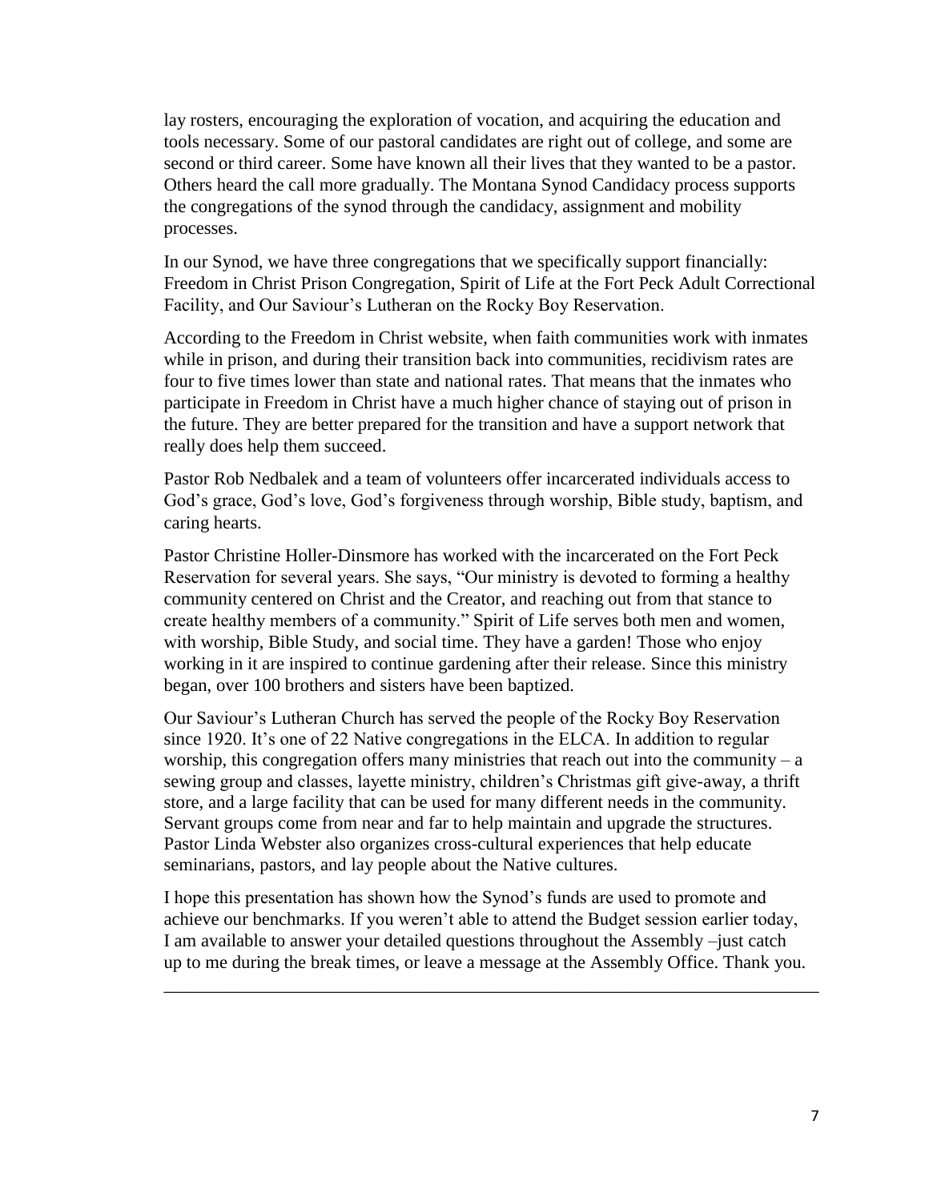lay rosters, encouraging the exploration of vocation, and acquiring the education and tools necessary. Some of our pastoral candidates are right out of college, and some are second or third career. Some have known all their lives that they wanted to be a pastor. Others heard the call more gradually. The Montana Synod Candidacy process supports the congregations of the synod through the candidacy, assignment and mobility processes.

In our Synod, we have three congregations that we specifically support financially: Freedom in Christ Prison Congregation, Spirit of Life at the Fort Peck Adult Correctional Facility, and Our Saviour's Lutheran on the Rocky Boy Reservation.

According to the Freedom in Christ website, when faith communities work with inmates while in prison, and during their transition back into communities, recidivism rates are four to five times lower than state and national rates. That means that the inmates who participate in Freedom in Christ have a much higher chance of staying out of prison in the future. They are better prepared for the transition and have a support network that really does help them succeed.

Pastor Rob Nedbalek and a team of volunteers offer incarcerated individuals access to God's grace, God's love, God's forgiveness through worship, Bible study, baptism, and caring hearts.

Pastor Christine Holler-Dinsmore has worked with the incarcerated on the Fort Peck Reservation for several years. She says, "Our ministry is devoted to forming a healthy community centered on Christ and the Creator, and reaching out from that stance to create healthy members of a community." Spirit of Life serves both men and women, with worship, Bible Study, and social time. They have a garden! Those who enjoy working in it are inspired to continue gardening after their release. Since this ministry began, over 100 brothers and sisters have been baptized.

Our Saviour's Lutheran Church has served the people of the Rocky Boy Reservation since 1920. It's one of 22 Native congregations in the ELCA. In addition to regular worship, this congregation offers many ministries that reach out into the community – a sewing group and classes, layette ministry, children's Christmas gift give-away, a thrift store, and a large facility that can be used for many different needs in the community. Servant groups come from near and far to help maintain and upgrade the structures. Pastor Linda Webster also organizes cross-cultural experiences that help educate seminarians, pastors, and lay people about the Native cultures.

I hope this presentation has shown how the Synod's funds are used to promote and achieve our benchmarks. If you weren't able to attend the Budget session earlier today, I am available to answer your detailed questions throughout the Assembly –just catch up to me during the break times, or leave a message at the Assembly Office. Thank you.

---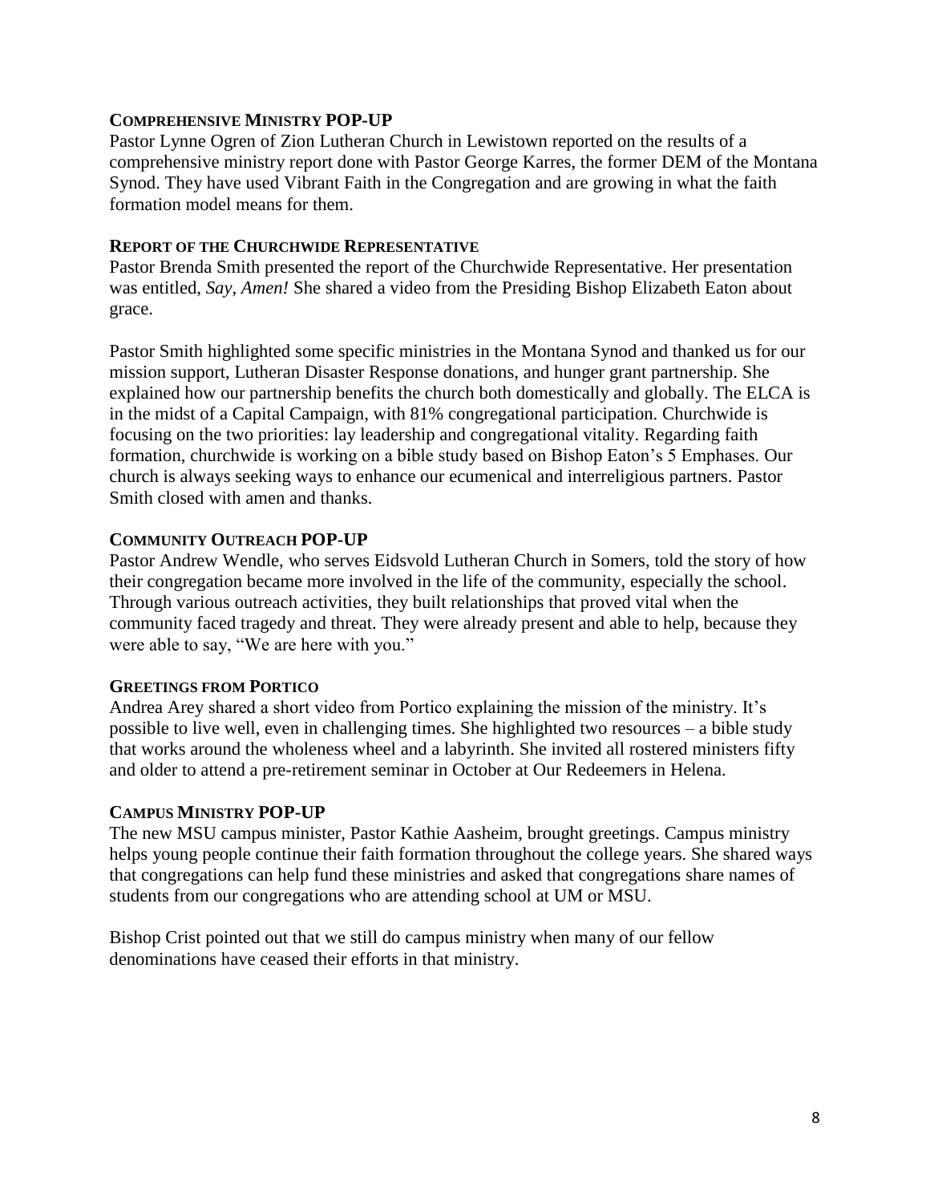### **COMPREHENSIVE MINISTRY POP-UP**

Pastor Lynne Ogren of Zion Lutheran Church in Lewistown reported on the results of a comprehensive ministry report done with Pastor George Karres, the former DEM of the Montana Synod. They have used Vibrant Faith in the Congregation and are growing in what the faith formation model means for them.

### **REPORT OF THE CHURCHWIDE REPRESENTATIVE**

Pastor Brenda Smith presented the report of the Churchwide Representative. Her presentation was entitled, *Say, Amen!* She shared a video from the Presiding Bishop Elizabeth Eaton about grace.

Pastor Smith highlighted some specific ministries in the Montana Synod and thanked us for our mission support, Lutheran Disaster Response donations, and hunger grant partnership. She explained how our partnership benefits the church both domestically and globally. The ELCA is in the midst of a Capital Campaign, with 81% congregational participation. Churchwide is focusing on the two priorities: lay leadership and congregational vitality. Regarding faith formation, churchwide is working on a bible study based on Bishop Eaton's 5 Emphases. Our church is always seeking ways to enhance our ecumenical and interreligious partners. Pastor Smith closed with amen and thanks.

### **COMMUNITY OUTREACH POP-UP**

Pastor Andrew Wendle, who serves Eidsvold Lutheran Church in Somers, told the story of how their congregation became more involved in the life of the community, especially the school. Through various outreach activities, they built relationships that proved vital when the community faced tragedy and threat. They were already present and able to help, because they were able to say, "We are here with you."

### **GREETINGS FROM PORTICO**

Andrea Arey shared a short video from Portico explaining the mission of the ministry. It's possible to live well, even in challenging times. She highlighted two resources – a bible study that works around the wholeness wheel and a labyrinth. She invited all rostered ministers fifty and older to attend a pre-retirement seminar in October at Our Redeemers in Helena.

### **CAMPUS MINISTRY POP-UP**

The new MSU campus minister, Pastor Kathie Aasheim, brought greetings. Campus ministry helps young people continue their faith formation throughout the college years. She shared ways that congregations can help fund these ministries and asked that congregations share names of students from our congregations who are attending school at UM or MSU.

Bishop Crist pointed out that we still do campus ministry when many of our fellow denominations have ceased their efforts in that ministry.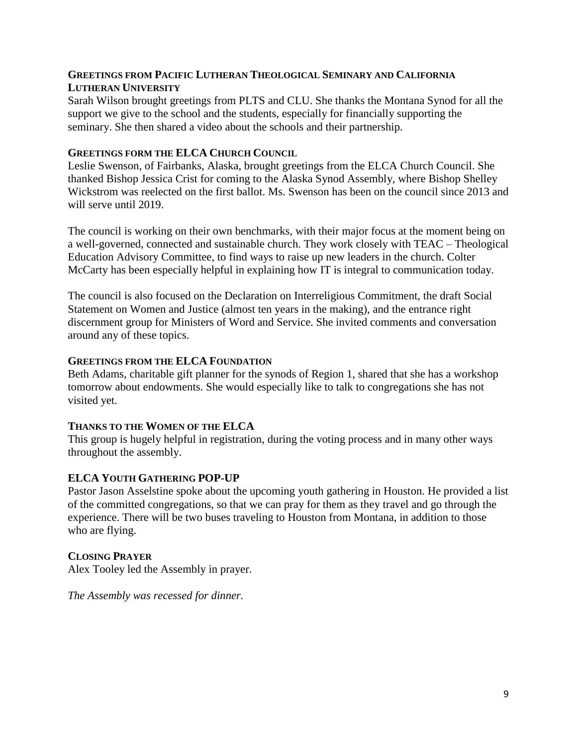### Greetings from Pacific Lutheran Theological Seminary and California Lutheran University

Sarah Wilson brought greetings from PLTS and CLU. She thanks the Montana Synod for all the support we give to the school and the students, especially for financially supporting the seminary. She then shared a video about the schools and their partnership.

### Greetings form the ELCA Church Council

Leslie Swenson, of Fairbanks, Alaska, brought greetings from the ELCA Church Council. She thanked Bishop Jessica Crist for coming to the Alaska Synod Assembly, where Bishop Shelley Wickstrom was reelected on the first ballot. Ms. Swenson has been on the council since 2013 and will serve until 2019.

The council is working on their own benchmarks, with their major focus at the moment being on a well-governed, connected and sustainable church. They work closely with TEAC – Theological Education Advisory Committee, to find ways to raise up new leaders in the church. Colter McCarty has been especially helpful in explaining how IT is integral to communication today.

The council is also focused on the Declaration on Interreligious Commitment, the draft Social Statement on Women and Justice (almost ten years in the making), and the entrance right discernment group for Ministers of Word and Service. She invited comments and conversation around any of these topics.

### Greetings from the ELCA Foundation

Beth Adams, charitable gift planner for the synods of Region 1, shared that she has a workshop tomorrow about endowments. She would especially like to talk to congregations she has not visited yet.

### Thanks to the Women of the ELCA

This group is hugely helpful in registration, during the voting process and in many other ways throughout the assembly.

### ELCA Youth Gathering POP-UP

Pastor Jason Asselstine spoke about the upcoming youth gathering in Houston. He provided a list of the committed congregations, so that we can pray for them as they travel and go through the experience. There will be two buses traveling to Houston from Montana, in addition to those who are flying.

### Closing Prayer

Alex Tooley led the Assembly in prayer.

*The Assembly was recessed for dinner.*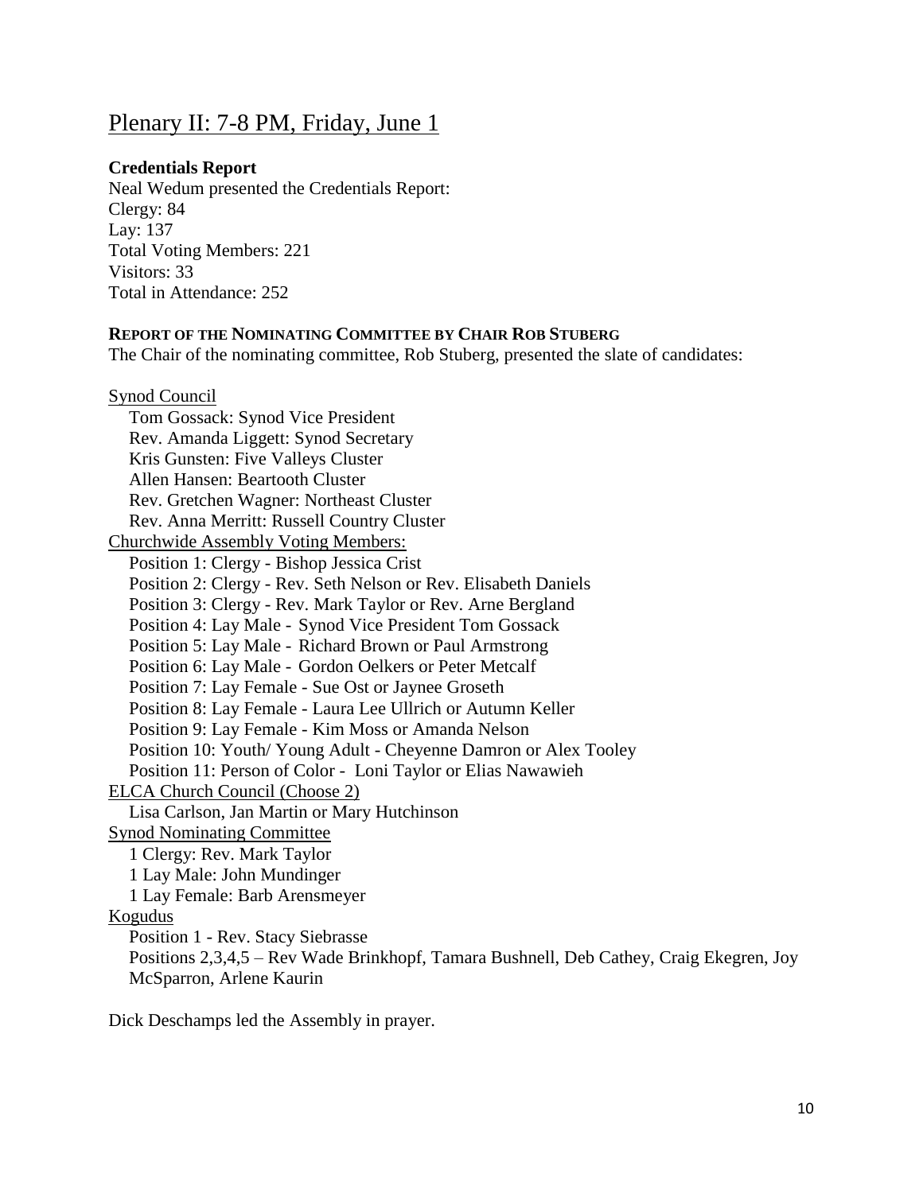## Plenary II: 7-8 PM, Friday, June 1

**Credentials Report**

Neal Wedum presented the Credentials Report:
Clergy: 84
Lay: 137
Total Voting Members: 221
Visitors: 33
Total in Attendance: 252

**REPORT OF THE NOMINATING COMMITTEE BY CHAIR ROB STUBERG**

The Chair of the nominating committee, Rob Stuberg, presented the slate of candidates:

Synod Council
- Tom Gossack: Synod Vice President
- Rev. Amanda Liggett: Synod Secretary
- Kris Gunsten: Five Valleys Cluster
- Allen Hansen: Beartooth Cluster
- Rev. Gretchen Wagner: Northeast Cluster
- Rev. Anna Merritt: Russell Country Cluster

Churchwide Assembly Voting Members:
- Position 1: Clergy - Bishop Jessica Crist
- Position 2: Clergy - Rev. Seth Nelson or Rev. Elisabeth Daniels
- Position 3: Clergy - Rev. Mark Taylor or Rev. Arne Bergland
- Position 4: Lay Male - Synod Vice President Tom Gossack
- Position 5: Lay Male - Richard Brown or Paul Armstrong
- Position 6: Lay Male - Gordon Oelkers or Peter Metcalf
- Position 7: Lay Female - Sue Ost or Jaynee Groseth
- Position 8: Lay Female - Laura Lee Ullrich or Autumn Keller
- Position 9: Lay Female - Kim Moss or Amanda Nelson
- Position 10: Youth/ Young Adult - Cheyenne Damron or Alex Tooley
- Position 11: Person of Color - Loni Taylor or Elias Nawawieh

ELCA Church Council (Choose 2)
- Lisa Carlson, Jan Martin or Mary Hutchinson

Synod Nominating Committee
- 1 Clergy: Rev. Mark Taylor
- 1 Lay Male: John Mundinger
- 1 Lay Female: Barb Arensmeyer

Kogudus
- Position 1 - Rev. Stacy Siebrasse
- Positions 2,3,4,5 – Rev Wade Brinkhopf, Tamara Bushnell, Deb Cathey, Craig Ekegren, Joy McSparron, Arlene Kaurin

Dick Deschamps led the Assembly in prayer.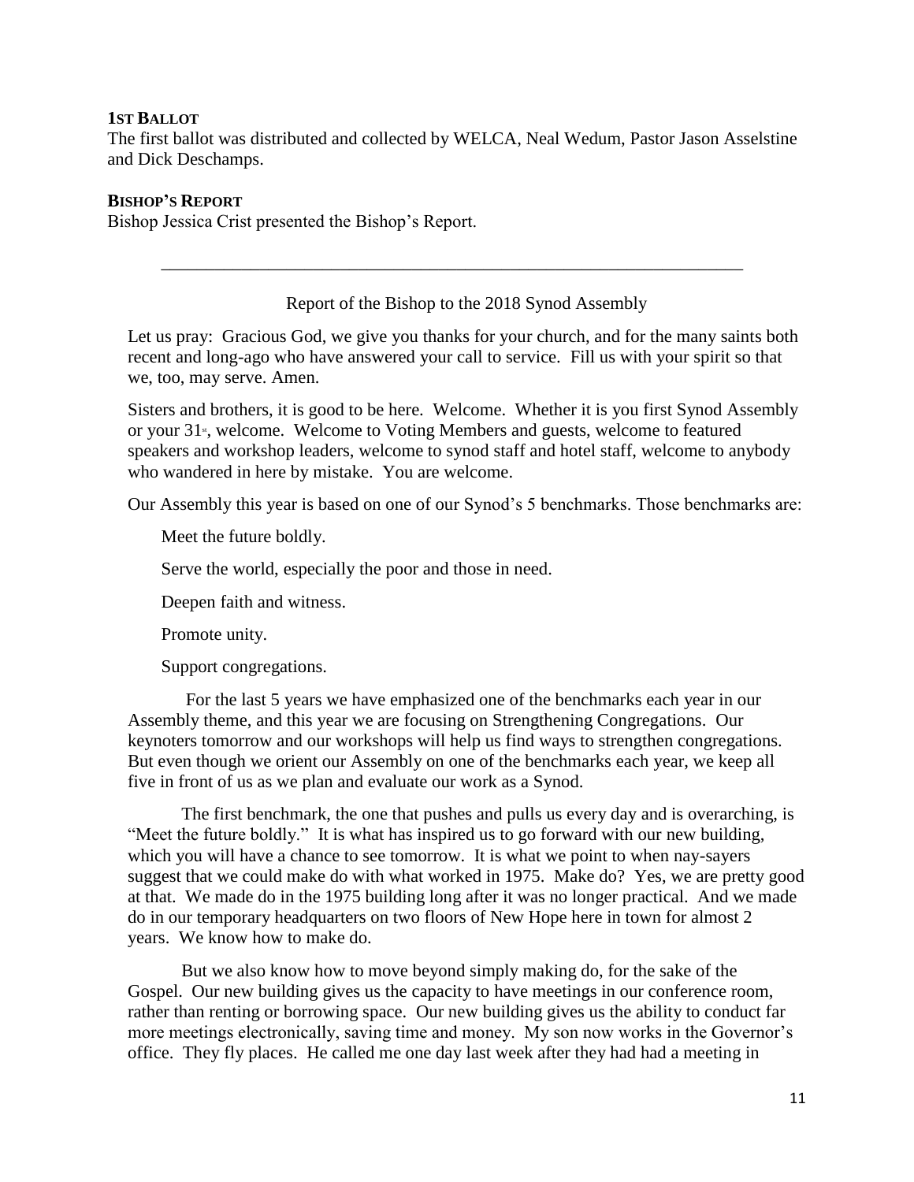**1ST BALLOT**

The first ballot was distributed and collected by WELCA, Neal Wedum, Pastor Jason Asselstine and Dick Deschamps.

**BISHOP'S REPORT**

Bishop Jessica Crist presented the Bishop's Report.

---

Report of the Bishop to the 2018 Synod Assembly

Let us pray: Gracious God, we give you thanks for your church, and for the many saints both recent and long-ago who have answered your call to service. Fill us with your spirit so that we, too, may serve. Amen.

Sisters and brothers, it is good to be here. Welcome. Whether it is you first Synod Assembly or your 31st, welcome. Welcome to Voting Members and guests, welcome to featured speakers and workshop leaders, welcome to synod staff and hotel staff, welcome to anybody who wandered in here by mistake. You are welcome.

Our Assembly this year is based on one of our Synod's 5 benchmarks. Those benchmarks are:

Meet the future boldly.

Serve the world, especially the poor and those in need.

Deepen faith and witness.

Promote unity.

Support congregations.

For the last 5 years we have emphasized one of the benchmarks each year in our Assembly theme, and this year we are focusing on Strengthening Congregations. Our keynoters tomorrow and our workshops will help us find ways to strengthen congregations. But even though we orient our Assembly on one of the benchmarks each year, we keep all five in front of us as we plan and evaluate our work as a Synod.

The first benchmark, the one that pushes and pulls us every day and is overarching, is "Meet the future boldly." It is what has inspired us to go forward with our new building, which you will have a chance to see tomorrow. It is what we point to when nay-sayers suggest that we could make do with what worked in 1975. Make do? Yes, we are pretty good at that. We made do in the 1975 building long after it was no longer practical. And we made do in our temporary headquarters on two floors of New Hope here in town for almost 2 years. We know how to make do.

But we also know how to move beyond simply making do, for the sake of the Gospel. Our new building gives us the capacity to have meetings in our conference room, rather than renting or borrowing space. Our new building gives us the ability to conduct far more meetings electronically, saving time and money. My son now works in the Governor's office. They fly places. He called me one day last week after they had had a meeting in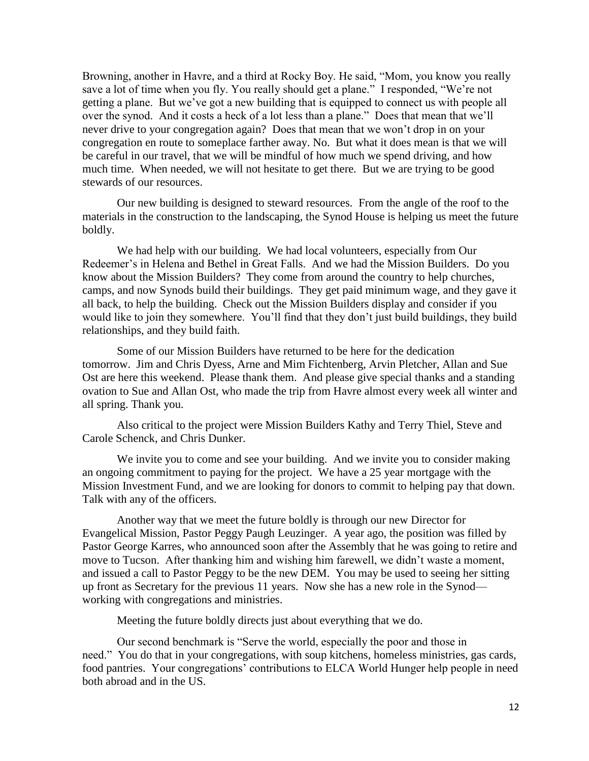Browning, another in Havre, and a third at Rocky Boy. He said, "Mom, you know you really save a lot of time when you fly. You really should get a plane." I responded, "We're not getting a plane. But we've got a new building that is equipped to connect us with people all over the synod. And it costs a heck of a lot less than a plane." Does that mean that we'll never drive to your congregation again? Does that mean that we won't drop in on your congregation en route to someplace farther away. No. But what it does mean is that we will be careful in our travel, that we will be mindful of how much we spend driving, and how much time. When needed, we will not hesitate to get there. But we are trying to be good stewards of our resources.

Our new building is designed to steward resources. From the angle of the roof to the materials in the construction to the landscaping, the Synod House is helping us meet the future boldly.

We had help with our building. We had local volunteers, especially from Our Redeemer's in Helena and Bethel in Great Falls. And we had the Mission Builders. Do you know about the Mission Builders? They come from around the country to help churches, camps, and now Synods build their buildings. They get paid minimum wage, and they gave it all back, to help the building. Check out the Mission Builders display and consider if you would like to join they somewhere. You'll find that they don't just build buildings, they build relationships, and they build faith.

Some of our Mission Builders have returned to be here for the dedication tomorrow. Jim and Chris Dyess, Arne and Mim Fichtenberg, Arvin Pletcher, Allan and Sue Ost are here this weekend. Please thank them. And please give special thanks and a standing ovation to Sue and Allan Ost, who made the trip from Havre almost every week all winter and all spring. Thank you.

Also critical to the project were Mission Builders Kathy and Terry Thiel, Steve and Carole Schenck, and Chris Dunker.

We invite you to come and see your building. And we invite you to consider making an ongoing commitment to paying for the project. We have a 25 year mortgage with the Mission Investment Fund, and we are looking for donors to commit to helping pay that down. Talk with any of the officers.

Another way that we meet the future boldly is through our new Director for Evangelical Mission, Pastor Peggy Paugh Leuzinger. A year ago, the position was filled by Pastor George Karres, who announced soon after the Assembly that he was going to retire and move to Tucson. After thanking him and wishing him farewell, we didn't waste a moment, and issued a call to Pastor Peggy to be the new DEM. You may be used to seeing her sitting up front as Secretary for the previous 11 years. Now she has a new role in the Synod—working with congregations and ministries.

Meeting the future boldly directs just about everything that we do.

Our second benchmark is "Serve the world, especially the poor and those in need." You do that in your congregations, with soup kitchens, homeless ministries, gas cards, food pantries. Your congregations' contributions to ELCA World Hunger help people in need both abroad and in the US.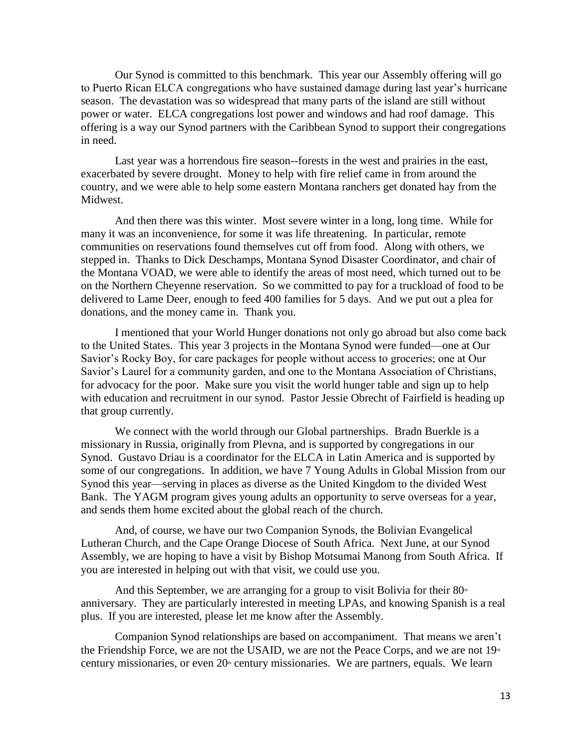Our Synod is committed to this benchmark. This year our Assembly offering will go to Puerto Rican ELCA congregations who have sustained damage during last year's hurricane season. The devastation was so widespread that many parts of the island are still without power or water. ELCA congregations lost power and windows and had roof damage. This offering is a way our Synod partners with the Caribbean Synod to support their congregations in need.

Last year was a horrendous fire season--forests in the west and prairies in the east, exacerbated by severe drought. Money to help with fire relief came in from around the country, and we were able to help some eastern Montana ranchers get donated hay from the Midwest.

And then there was this winter. Most severe winter in a long, long time. While for many it was an inconvenience, for some it was life threatening. In particular, remote communities on reservations found themselves cut off from food. Along with others, we stepped in. Thanks to Dick Deschamps, Montana Synod Disaster Coordinator, and chair of the Montana VOAD, we were able to identify the areas of most need, which turned out to be on the Northern Cheyenne reservation. So we committed to pay for a truckload of food to be delivered to Lame Deer, enough to feed 400 families for 5 days. And we put out a plea for donations, and the money came in. Thank you.

I mentioned that your World Hunger donations not only go abroad but also come back to the United States. This year 3 projects in the Montana Synod were funded—one at Our Savior's Rocky Boy, for care packages for people without access to groceries; one at Our Savior's Laurel for a community garden, and one to the Montana Association of Christians, for advocacy for the poor. Make sure you visit the world hunger table and sign up to help with education and recruitment in our synod. Pastor Jessie Obrecht of Fairfield is heading up that group currently.

We connect with the world through our Global partnerships. Bradn Buerkle is a missionary in Russia, originally from Plevna, and is supported by congregations in our Synod. Gustavo Driau is a coordinator for the ELCA in Latin America and is supported by some of our congregations. In addition, we have 7 Young Adults in Global Mission from our Synod this year—serving in places as diverse as the United Kingdom to the divided West Bank. The YAGM program gives young adults an opportunity to serve overseas for a year, and sends them home excited about the global reach of the church.

And, of course, we have our two Companion Synods, the Bolivian Evangelical Lutheran Church, and the Cape Orange Diocese of South Africa. Next June, at our Synod Assembly, we are hoping to have a visit by Bishop Motsumai Manong from South Africa. If you are interested in helping out with that visit, we could use you.

And this September, we are arranging for a group to visit Bolivia for their 80th anniversary. They are particularly interested in meeting LPAs, and knowing Spanish is a real plus. If you are interested, please let me know after the Assembly.

Companion Synod relationships are based on accompaniment. That means we aren't the Friendship Force, we are not the USAID, we are not the Peace Corps, and we are not 19th century missionaries, or even 20th century missionaries. We are partners, equals. We learn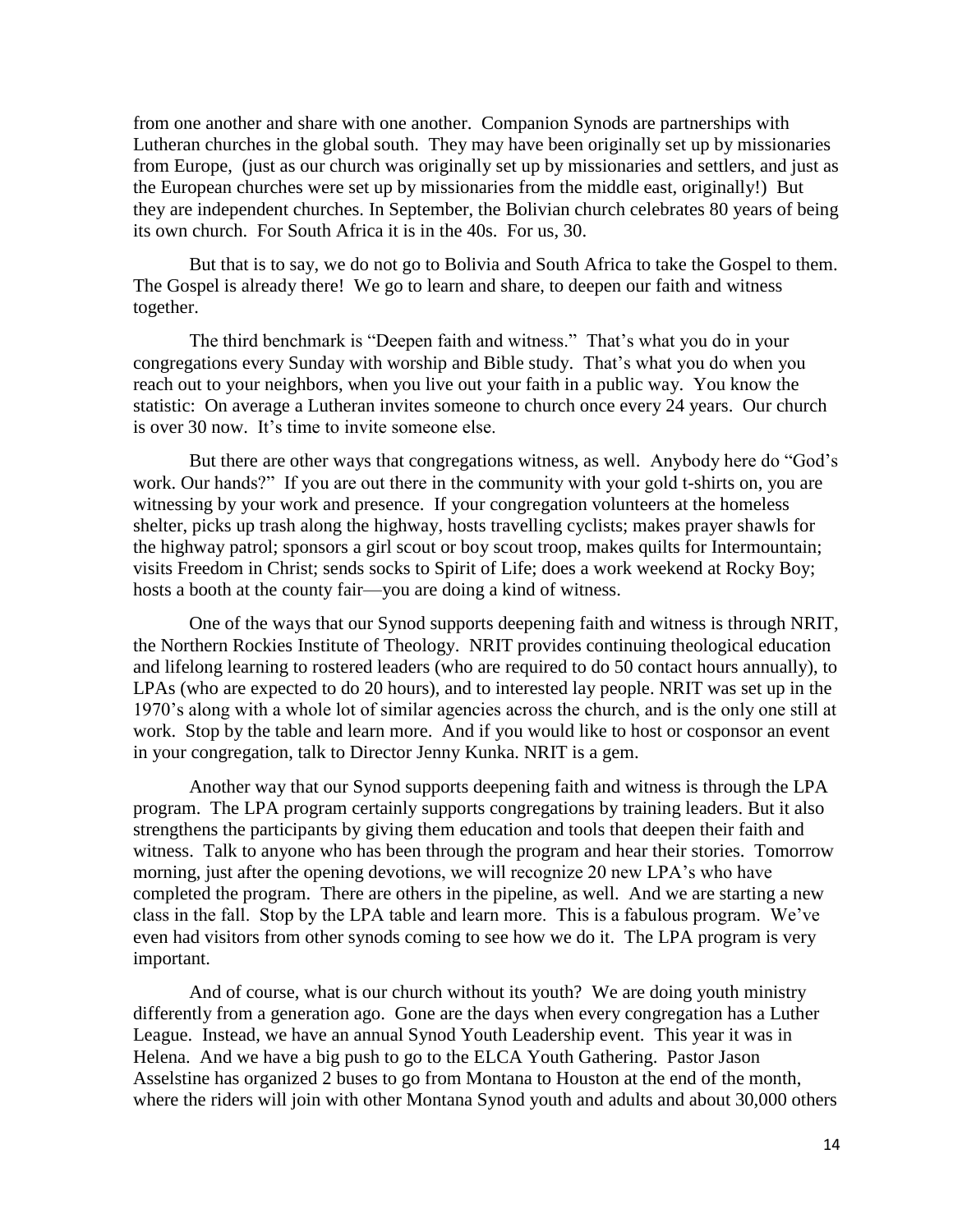from one another and share with one another. Companion Synods are partnerships with Lutheran churches in the global south. They may have been originally set up by missionaries from Europe, (just as our church was originally set up by missionaries and settlers, and just as the European churches were set up by missionaries from the middle east, originally!) But they are independent churches. In September, the Bolivian church celebrates 80 years of being its own church. For South Africa it is in the 40s. For us, 30.

But that is to say, we do not go to Bolivia and South Africa to take the Gospel to them. The Gospel is already there! We go to learn and share, to deepen our faith and witness together.

The third benchmark is "Deepen faith and witness." That's what you do in your congregations every Sunday with worship and Bible study. That's what you do when you reach out to your neighbors, when you live out your faith in a public way. You know the statistic: On average a Lutheran invites someone to church once every 24 years. Our church is over 30 now. It's time to invite someone else.

But there are other ways that congregations witness, as well. Anybody here do "God's work. Our hands?" If you are out there in the community with your gold t-shirts on, you are witnessing by your work and presence. If your congregation volunteers at the homeless shelter, picks up trash along the highway, hosts travelling cyclists; makes prayer shawls for the highway patrol; sponsors a girl scout or boy scout troop, makes quilts for Intermountain; visits Freedom in Christ; sends socks to Spirit of Life; does a work weekend at Rocky Boy; hosts a booth at the county fair—you are doing a kind of witness.

One of the ways that our Synod supports deepening faith and witness is through NRIT, the Northern Rockies Institute of Theology. NRIT provides continuing theological education and lifelong learning to rostered leaders (who are required to do 50 contact hours annually), to LPAs (who are expected to do 20 hours), and to interested lay people. NRIT was set up in the 1970's along with a whole lot of similar agencies across the church, and is the only one still at work. Stop by the table and learn more. And if you would like to host or cosponsor an event in your congregation, talk to Director Jenny Kunka. NRIT is a gem.

Another way that our Synod supports deepening faith and witness is through the LPA program. The LPA program certainly supports congregations by training leaders. But it also strengthens the participants by giving them education and tools that deepen their faith and witness. Talk to anyone who has been through the program and hear their stories. Tomorrow morning, just after the opening devotions, we will recognize 20 new LPA's who have completed the program. There are others in the pipeline, as well. And we are starting a new class in the fall. Stop by the LPA table and learn more. This is a fabulous program. We've even had visitors from other synods coming to see how we do it. The LPA program is very important.

And of course, what is our church without its youth? We are doing youth ministry differently from a generation ago. Gone are the days when every congregation has a Luther League. Instead, we have an annual Synod Youth Leadership event. This year it was in Helena. And we have a big push to go to the ELCA Youth Gathering. Pastor Jason Asselstine has organized 2 buses to go from Montana to Houston at the end of the month, where the riders will join with other Montana Synod youth and adults and about 30,000 others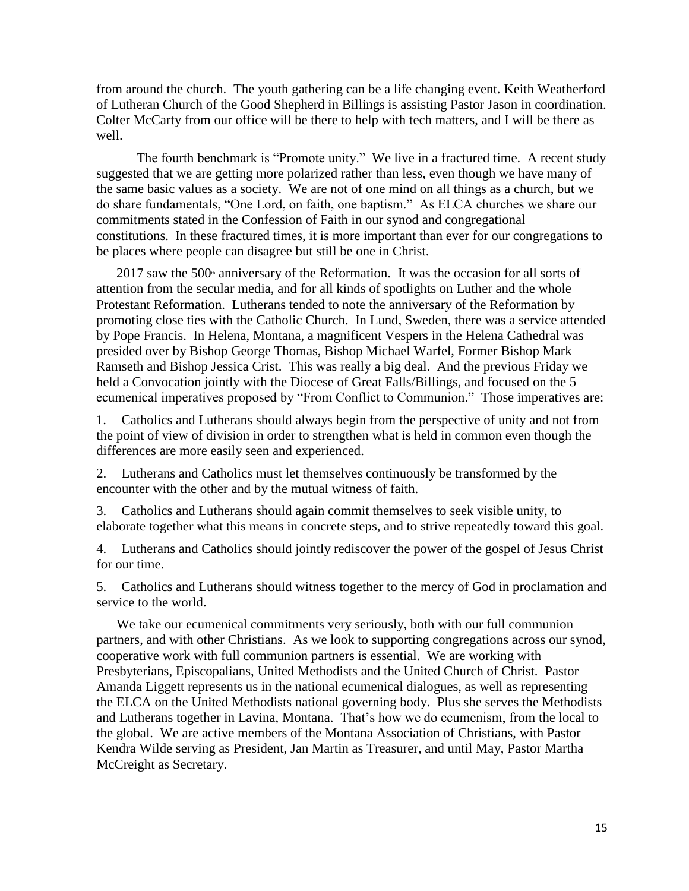from around the church. The youth gathering can be a life changing event. Keith Weatherford of Lutheran Church of the Good Shepherd in Billings is assisting Pastor Jason in coordination. Colter McCarty from our office will be there to help with tech matters, and I will be there as well.

The fourth benchmark is "Promote unity." We live in a fractured time. A recent study suggested that we are getting more polarized rather than less, even though we have many of the same basic values as a society. We are not of one mind on all things as a church, but we do share fundamentals, "One Lord, on faith, one baptism." As ELCA churches we share our commitments stated in the Confession of Faith in our synod and congregational constitutions. In these fractured times, it is more important than ever for our congregations to be places where people can disagree but still be one in Christ.

2017 saw the 500th anniversary of the Reformation. It was the occasion for all sorts of attention from the secular media, and for all kinds of spotlights on Luther and the whole Protestant Reformation. Lutherans tended to note the anniversary of the Reformation by promoting close ties with the Catholic Church. In Lund, Sweden, there was a service attended by Pope Francis. In Helena, Montana, a magnificent Vespers in the Helena Cathedral was presided over by Bishop George Thomas, Bishop Michael Warfel, Former Bishop Mark Ramseth and Bishop Jessica Crist. This was really a big deal. And the previous Friday we held a Convocation jointly with the Diocese of Great Falls/Billings, and focused on the 5 ecumenical imperatives proposed by "From Conflict to Communion." Those imperatives are:

1. Catholics and Lutherans should always begin from the perspective of unity and not from the point of view of division in order to strengthen what is held in common even though the differences are more easily seen and experienced.
2. Lutherans and Catholics must let themselves continuously be transformed by the encounter with the other and by the mutual witness of faith.
3. Catholics and Lutherans should again commit themselves to seek visible unity, to elaborate together what this means in concrete steps, and to strive repeatedly toward this goal.
4. Lutherans and Catholics should jointly rediscover the power of the gospel of Jesus Christ for our time.
5. Catholics and Lutherans should witness together to the mercy of God in proclamation and service to the world.

We take our ecumenical commitments very seriously, both with our full communion partners, and with other Christians. As we look to supporting congregations across our synod, cooperative work with full communion partners is essential. We are working with Presbyterians, Episcopalians, United Methodists and the United Church of Christ. Pastor Amanda Liggett represents us in the national ecumenical dialogues, as well as representing the ELCA on the United Methodists national governing body. Plus she serves the Methodists and Lutherans together in Lavina, Montana. That's how we do ecumenism, from the local to the global. We are active members of the Montana Association of Christians, with Pastor Kendra Wilde serving as President, Jan Martin as Treasurer, and until May, Pastor Martha McCreight as Secretary.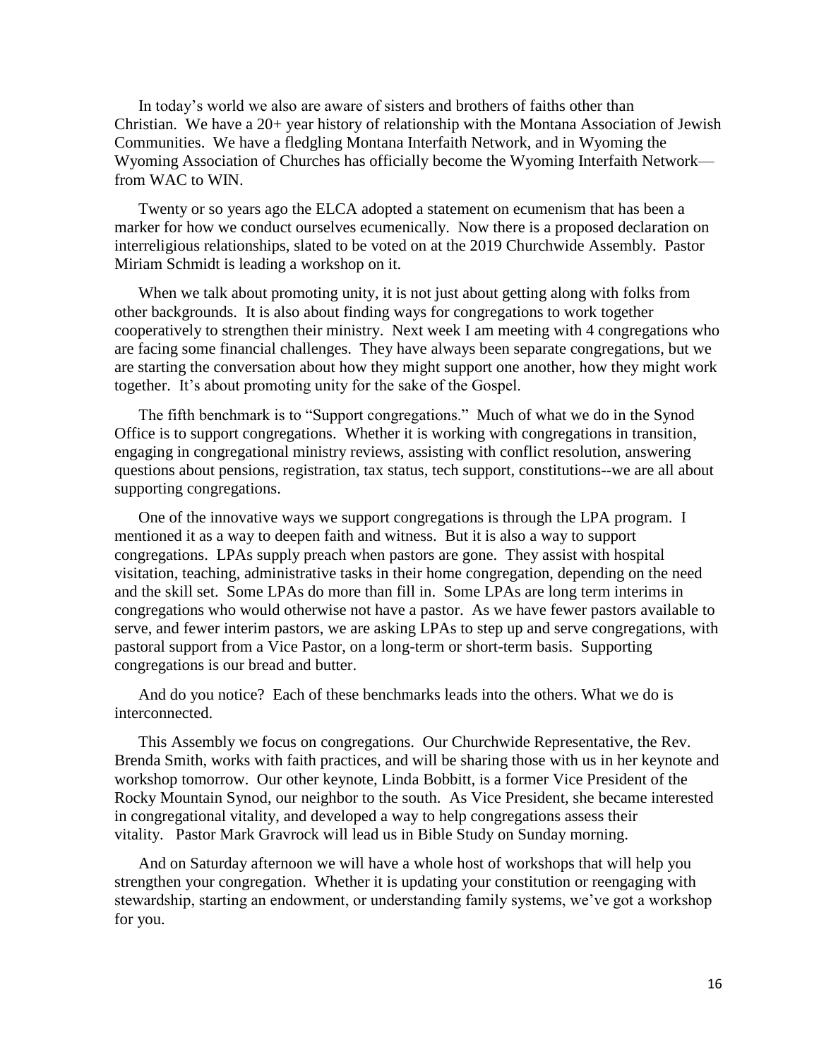In today's world we also are aware of sisters and brothers of faiths other than Christian. We have a 20+ year history of relationship with the Montana Association of Jewish Communities. We have a fledgling Montana Interfaith Network, and in Wyoming the Wyoming Association of Churches has officially become the Wyoming Interfaith Network—from WAC to WIN.

Twenty or so years ago the ELCA adopted a statement on ecumenism that has been a marker for how we conduct ourselves ecumenically. Now there is a proposed declaration on interreligious relationships, slated to be voted on at the 2019 Churchwide Assembly. Pastor Miriam Schmidt is leading a workshop on it.

When we talk about promoting unity, it is not just about getting along with folks from other backgrounds. It is also about finding ways for congregations to work together cooperatively to strengthen their ministry. Next week I am meeting with 4 congregations who are facing some financial challenges. They have always been separate congregations, but we are starting the conversation about how they might support one another, how they might work together. It's about promoting unity for the sake of the Gospel.

The fifth benchmark is to "Support congregations." Much of what we do in the Synod Office is to support congregations. Whether it is working with congregations in transition, engaging in congregational ministry reviews, assisting with conflict resolution, answering questions about pensions, registration, tax status, tech support, constitutions--we are all about supporting congregations.

One of the innovative ways we support congregations is through the LPA program. I mentioned it as a way to deepen faith and witness. But it is also a way to support congregations. LPAs supply preach when pastors are gone. They assist with hospital visitation, teaching, administrative tasks in their home congregation, depending on the need and the skill set. Some LPAs do more than fill in. Some LPAs are long term interims in congregations who would otherwise not have a pastor. As we have fewer pastors available to serve, and fewer interim pastors, we are asking LPAs to step up and serve congregations, with pastoral support from a Vice Pastor, on a long-term or short-term basis. Supporting congregations is our bread and butter.

And do you notice? Each of these benchmarks leads into the others. What we do is interconnected.

This Assembly we focus on congregations. Our Churchwide Representative, the Rev. Brenda Smith, works with faith practices, and will be sharing those with us in her keynote and workshop tomorrow. Our other keynote, Linda Bobbitt, is a former Vice President of the Rocky Mountain Synod, our neighbor to the south. As Vice President, she became interested in congregational vitality, and developed a way to help congregations assess their vitality. Pastor Mark Gravrock will lead us in Bible Study on Sunday morning.

And on Saturday afternoon we will have a whole host of workshops that will help you strengthen your congregation. Whether it is updating your constitution or reengaging with stewardship, starting an endowment, or understanding family systems, we've got a workshop for you.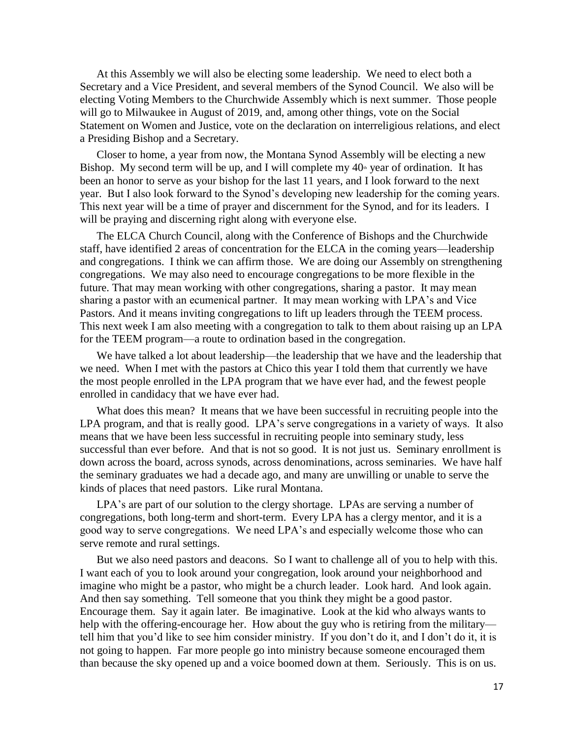At this Assembly we will also be electing some leadership. We need to elect both a Secretary and a Vice President, and several members of the Synod Council. We also will be electing Voting Members to the Churchwide Assembly which is next summer. Those people will go to Milwaukee in August of 2019, and, among other things, vote on the Social Statement on Women and Justice, vote on the declaration on interreligious relations, and elect a Presiding Bishop and a Secretary.

Closer to home, a year from now, the Montana Synod Assembly will be electing a new Bishop. My second term will be up, and I will complete my 40th year of ordination. It has been an honor to serve as your bishop for the last 11 years, and I look forward to the next year. But I also look forward to the Synod's developing new leadership for the coming years. This next year will be a time of prayer and discernment for the Synod, and for its leaders. I will be praying and discerning right along with everyone else.

The ELCA Church Council, along with the Conference of Bishops and the Churchwide staff, have identified 2 areas of concentration for the ELCA in the coming years—leadership and congregations. I think we can affirm those. We are doing our Assembly on strengthening congregations. We may also need to encourage congregations to be more flexible in the future. That may mean working with other congregations, sharing a pastor. It may mean sharing a pastor with an ecumenical partner. It may mean working with LPA's and Vice Pastors. And it means inviting congregations to lift up leaders through the TEEM process. This next week I am also meeting with a congregation to talk to them about raising up an LPA for the TEEM program—a route to ordination based in the congregation.

We have talked a lot about leadership—the leadership that we have and the leadership that we need. When I met with the pastors at Chico this year I told them that currently we have the most people enrolled in the LPA program that we have ever had, and the fewest people enrolled in candidacy that we have ever had.

What does this mean? It means that we have been successful in recruiting people into the LPA program, and that is really good. LPA's serve congregations in a variety of ways. It also means that we have been less successful in recruiting people into seminary study, less successful than ever before. And that is not so good. It is not just us. Seminary enrollment is down across the board, across synods, across denominations, across seminaries. We have half the seminary graduates we had a decade ago, and many are unwilling or unable to serve the kinds of places that need pastors. Like rural Montana.

LPA's are part of our solution to the clergy shortage. LPAs are serving a number of congregations, both long-term and short-term. Every LPA has a clergy mentor, and it is a good way to serve congregations. We need LPA's and especially welcome those who can serve remote and rural settings.

But we also need pastors and deacons. So I want to challenge all of you to help with this. I want each of you to look around your congregation, look around your neighborhood and imagine who might be a pastor, who might be a church leader. Look hard. And look again. And then say something. Tell someone that you think they might be a good pastor. Encourage them. Say it again later. Be imaginative. Look at the kid who always wants to help with the offering-encourage her. How about the guy who is retiring from the military—tell him that you'd like to see him consider ministry. If you don't do it, and I don't do it, it is not going to happen. Far more people go into ministry because someone encouraged them than because the sky opened up and a voice boomed down at them. Seriously. This is on us.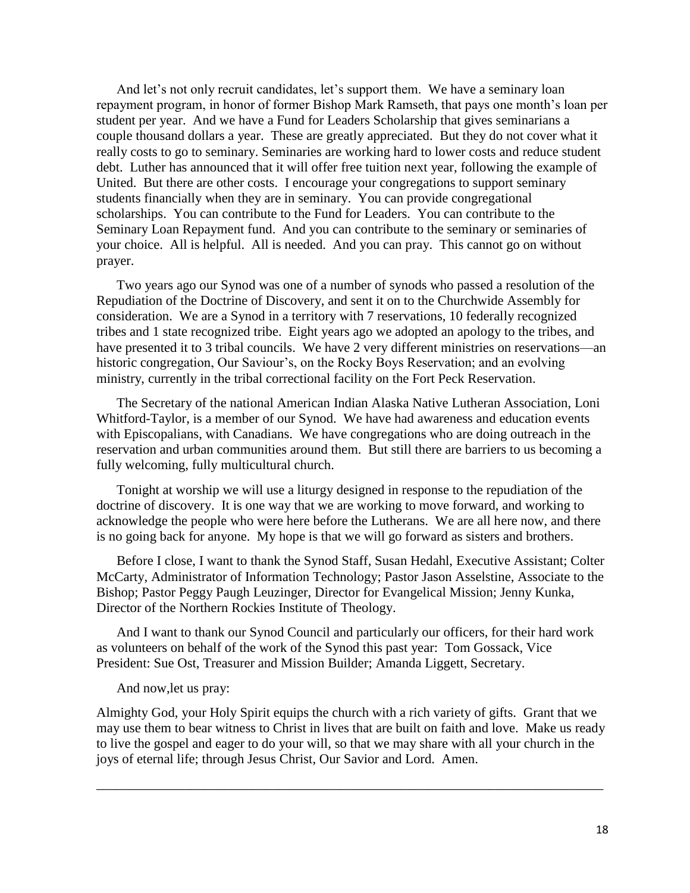And let's not only recruit candidates, let's support them. We have a seminary loan repayment program, in honor of former Bishop Mark Ramseth, that pays one month's loan per student per year. And we have a Fund for Leaders Scholarship that gives seminarians a couple thousand dollars a year. These are greatly appreciated. But they do not cover what it really costs to go to seminary. Seminaries are working hard to lower costs and reduce student debt. Luther has announced that it will offer free tuition next year, following the example of United. But there are other costs. I encourage your congregations to support seminary students financially when they are in seminary. You can provide congregational scholarships. You can contribute to the Fund for Leaders. You can contribute to the Seminary Loan Repayment fund. And you can contribute to the seminary or seminaries of your choice. All is helpful. All is needed. And you can pray. This cannot go on without prayer.

Two years ago our Synod was one of a number of synods who passed a resolution of the Repudiation of the Doctrine of Discovery, and sent it on to the Churchwide Assembly for consideration. We are a Synod in a territory with 7 reservations, 10 federally recognized tribes and 1 state recognized tribe. Eight years ago we adopted an apology to the tribes, and have presented it to 3 tribal councils. We have 2 very different ministries on reservations—an historic congregation, Our Saviour's, on the Rocky Boys Reservation; and an evolving ministry, currently in the tribal correctional facility on the Fort Peck Reservation.

The Secretary of the national American Indian Alaska Native Lutheran Association, Loni Whitford-Taylor, is a member of our Synod. We have had awareness and education events with Episcopalians, with Canadians. We have congregations who are doing outreach in the reservation and urban communities around them. But still there are barriers to us becoming a fully welcoming, fully multicultural church.

Tonight at worship we will use a liturgy designed in response to the repudiation of the doctrine of discovery. It is one way that we are working to move forward, and working to acknowledge the people who were here before the Lutherans. We are all here now, and there is no going back for anyone. My hope is that we will go forward as sisters and brothers.

Before I close, I want to thank the Synod Staff, Susan Hedahl, Executive Assistant; Colter McCarty, Administrator of Information Technology; Pastor Jason Asselstine, Associate to the Bishop; Pastor Peggy Paugh Leuzinger, Director for Evangelical Mission; Jenny Kunka, Director of the Northern Rockies Institute of Theology.

And I want to thank our Synod Council and particularly our officers, for their hard work as volunteers on behalf of the work of the Synod this past year: Tom Gossack, Vice President: Sue Ost, Treasurer and Mission Builder; Amanda Liggett, Secretary.

And now,let us pray:

Almighty God, your Holy Spirit equips the church with a rich variety of gifts. Grant that we may use them to bear witness to Christ in lives that are built on faith and love. Make us ready to live the gospel and eager to do your will, so that we may share with all your church in the joys of eternal life; through Jesus Christ, Our Savior and Lord. Amen.

---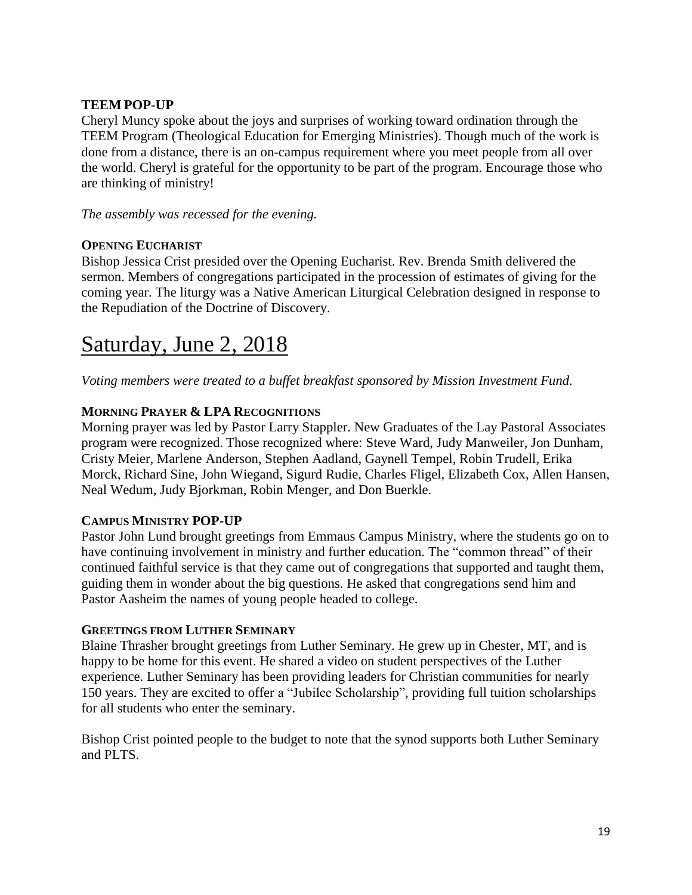**TEEM POP-UP**

Cheryl Muncy spoke about the joys and surprises of working toward ordination through the TEEM Program (Theological Education for Emerging Ministries). Though much of the work is done from a distance, there is an on-campus requirement where you meet people from all over the world. Cheryl is grateful for the opportunity to be part of the program. Encourage those who are thinking of ministry!

*The assembly was recessed for the evening.*

**OPENING EUCHARIST**

Bishop Jessica Crist presided over the Opening Eucharist. Rev. Brenda Smith delivered the sermon. Members of congregations participated in the procession of estimates of giving for the coming year. The liturgy was a Native American Liturgical Celebration designed in response to the Repudiation of the Doctrine of Discovery.

# Saturday, June 2, 2018

*Voting members were treated to a buffet breakfast sponsored by Mission Investment Fund.*

**MORNING PRAYER & LPA RECOGNITIONS**

Morning prayer was led by Pastor Larry Stappler. New Graduates of the Lay Pastoral Associates program were recognized. Those recognized where: Steve Ward, Judy Manweiler, Jon Dunham, Cristy Meier, Marlene Anderson, Stephen Aadland, Gaynell Tempel, Robin Trudell, Erika Morck, Richard Sine, John Wiegand, Sigurd Rudie, Charles Fligel, Elizabeth Cox, Allen Hansen, Neal Wedum, Judy Bjorkman, Robin Menger, and Don Buerkle.

**CAMPUS MINISTRY POP-UP**

Pastor John Lund brought greetings from Emmaus Campus Ministry, where the students go on to have continuing involvement in ministry and further education. The "common thread" of their continued faithful service is that they came out of congregations that supported and taught them, guiding them in wonder about the big questions. He asked that congregations send him and Pastor Aasheim the names of young people headed to college.

**GREETINGS FROM LUTHER SEMINARY**

Blaine Thrasher brought greetings from Luther Seminary. He grew up in Chester, MT, and is happy to be home for this event. He shared a video on student perspectives of the Luther experience. Luther Seminary has been providing leaders for Christian communities for nearly 150 years. They are excited to offer a "Jubilee Scholarship", providing full tuition scholarships for all students who enter the seminary.

Bishop Crist pointed people to the budget to note that the synod supports both Luther Seminary and PLTS.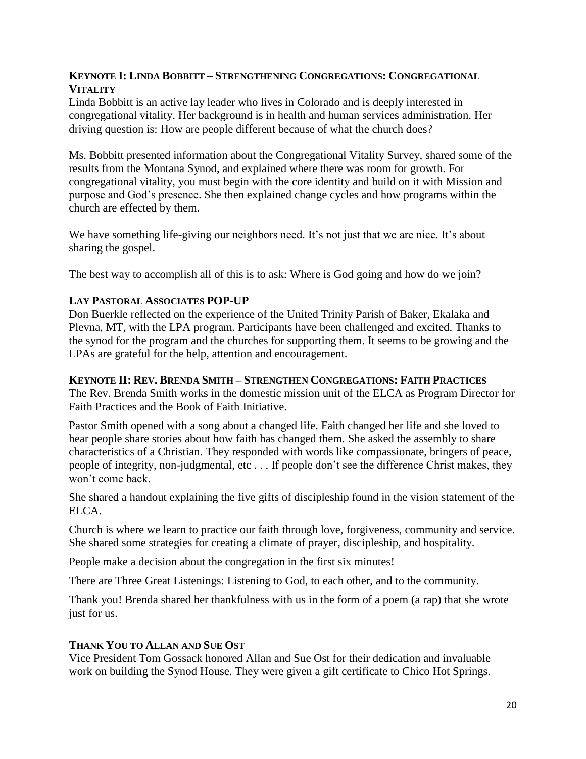### Keynote I: Linda Bobbitt – Strengthening Congregations: Congregational Vitality

Linda Bobbitt is an active lay leader who lives in Colorado and is deeply interested in congregational vitality. Her background is in health and human services administration. Her driving question is: How are people different because of what the church does?

Ms. Bobbitt presented information about the Congregational Vitality Survey, shared some of the results from the Montana Synod, and explained where there was room for growth. For congregational vitality, you must begin with the core identity and build on it with Mission and purpose and God's presence. She then explained change cycles and how programs within the church are effected by them.

We have something life-giving our neighbors need. It's not just that we are nice. It's about sharing the gospel.

The best way to accomplish all of this is to ask: Where is God going and how do we join?

### Lay Pastoral Associates POP-UP

Don Buerkle reflected on the experience of the United Trinity Parish of Baker, Ekalaka and Plevna, MT, with the LPA program. Participants have been challenged and excited. Thanks to the synod for the program and the churches for supporting them. It seems to be growing and the LPAs are grateful for the help, attention and encouragement.

### Keynote II: Rev. Brenda Smith – Strengthen Congregations: Faith Practices

The Rev. Brenda Smith works in the domestic mission unit of the ELCA as Program Director for Faith Practices and the Book of Faith Initiative.

Pastor Smith opened with a song about a changed life. Faith changed her life and she loved to hear people share stories about how faith has changed them. She asked the assembly to share characteristics of a Christian. They responded with words like compassionate, bringers of peace, people of integrity, non-judgmental, etc . . . If people don't see the difference Christ makes, they won't come back.

She shared a handout explaining the five gifts of discipleship found in the vision statement of the ELCA.

Church is where we learn to practice our faith through love, forgiveness, community and service. She shared some strategies for creating a climate of prayer, discipleship, and hospitality.

People make a decision about the congregation in the first six minutes!

There are Three Great Listenings: Listening to <u>God</u>, to <u>each other</u>, and to <u>the community</u>.

Thank you! Brenda shared her thankfulness with us in the form of a poem (a rap) that she wrote just for us.

### Thank You to Allan and Sue Ost

Vice President Tom Gossack honored Allan and Sue Ost for their dedication and invaluable work on building the Synod House. They were given a gift certificate to Chico Hot Springs.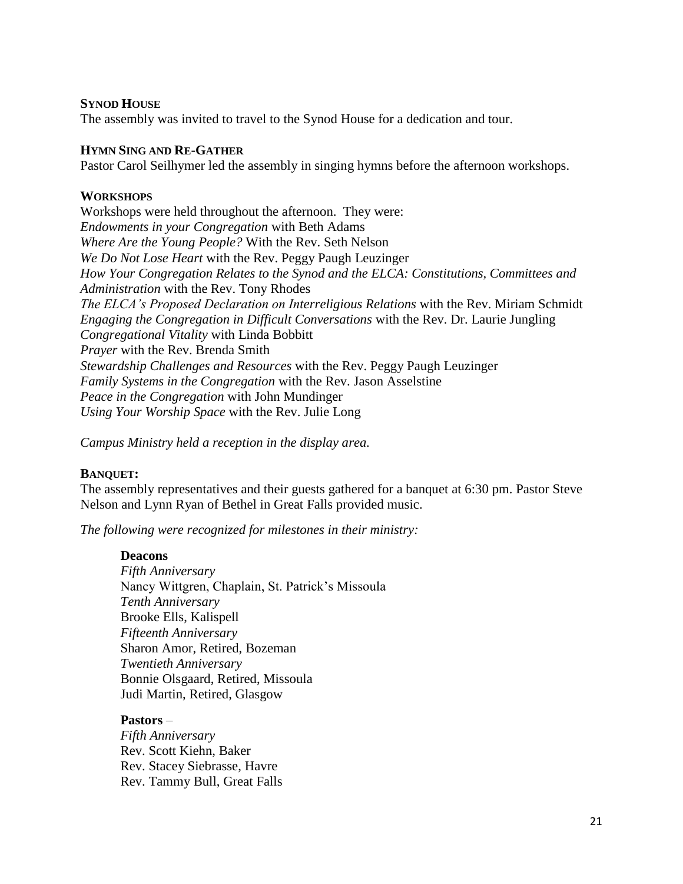**SYNOD HOUSE**

The assembly was invited to travel to the Synod House for a dedication and tour.

**HYMN SING AND RE-GATHER**

Pastor Carol Seilhymer led the assembly in singing hymns before the afternoon workshops.

**WORKSHOPS**

Workshops were held throughout the afternoon. They were:
*Endowments in your Congregation* with Beth Adams
*Where Are the Young People?* With the Rev. Seth Nelson
*We Do Not Lose Heart* with the Rev. Peggy Paugh Leuzinger
*How Your Congregation Relates to the Synod and the ELCA: Constitutions, Committees and Administration* with the Rev. Tony Rhodes
*The ELCA's Proposed Declaration on Interreligious Relations* with the Rev. Miriam Schmidt
*Engaging the Congregation in Difficult Conversations* with the Rev. Dr. Laurie Jungling
*Congregational Vitality* with Linda Bobbitt
*Prayer* with the Rev. Brenda Smith
*Stewardship Challenges and Resources* with the Rev. Peggy Paugh Leuzinger
*Family Systems in the Congregation* with the Rev. Jason Asselstine
*Peace in the Congregation* with John Mundinger
*Using Your Worship Space* with the Rev. Julie Long

*Campus Ministry held a reception in the display area.*

**BANQUET:**

The assembly representatives and their guests gathered for a banquet at 6:30 pm. Pastor Steve Nelson and Lynn Ryan of Bethel in Great Falls provided music.

*The following were recognized for milestones in their ministry:*

**Deacons**
*Fifth Anniversary*
Nancy Wittgren, Chaplain, St. Patrick's Missoula
*Tenth Anniversary*
Brooke Ells, Kalispell
*Fifteenth Anniversary*
Sharon Amor, Retired, Bozeman
*Twentieth Anniversary*
Bonnie Olsgaard, Retired, Missoula
Judi Martin, Retired, Glasgow

**Pastors** –
*Fifth Anniversary*
Rev. Scott Kiehn, Baker
Rev. Stacey Siebrasse, Havre
Rev. Tammy Bull, Great Falls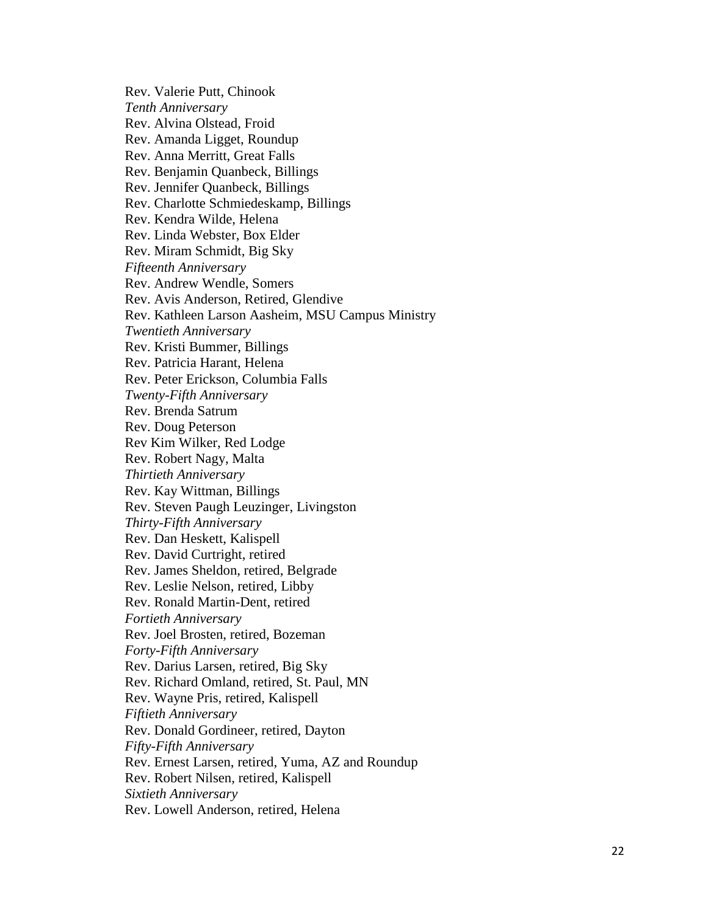Rev. Valerie Putt, Chinook

*Tenth Anniversary*

Rev. Alvina Olstead, Froid

Rev. Amanda Ligget, Roundup

Rev. Anna Merritt, Great Falls

Rev. Benjamin Quanbeck, Billings

Rev. Jennifer Quanbeck, Billings

Rev. Charlotte Schmiedeskamp, Billings

Rev. Kendra Wilde, Helena

Rev. Linda Webster, Box Elder

Rev. Miram Schmidt, Big Sky

*Fifteenth Anniversary*

Rev. Andrew Wendle, Somers

Rev. Avis Anderson, Retired, Glendive

Rev. Kathleen Larson Aasheim, MSU Campus Ministry

*Twentieth Anniversary*

Rev. Kristi Bummer, Billings

Rev. Patricia Harant, Helena

Rev. Peter Erickson, Columbia Falls

*Twenty-Fifth Anniversary*

Rev. Brenda Satrum

Rev. Doug Peterson

Rev Kim Wilker, Red Lodge

Rev. Robert Nagy, Malta

*Thirtieth Anniversary*

Rev. Kay Wittman, Billings

Rev. Steven Paugh Leuzinger, Livingston

*Thirty-Fifth Anniversary*

Rev. Dan Heskett, Kalispell

Rev. David Curtright, retired

Rev. James Sheldon, retired, Belgrade

Rev. Leslie Nelson, retired, Libby

Rev. Ronald Martin-Dent, retired

*Fortieth Anniversary*

Rev. Joel Brosten, retired, Bozeman

*Forty-Fifth Anniversary*

Rev. Darius Larsen, retired, Big Sky

Rev. Richard Omland, retired, St. Paul, MN

Rev. Wayne Pris, retired, Kalispell

*Fiftieth Anniversary*

Rev. Donald Gordineer, retired, Dayton

*Fifty-Fifth Anniversary*

Rev. Ernest Larsen, retired, Yuma, AZ and Roundup

Rev. Robert Nilsen, retired, Kalispell

*Sixtieth Anniversary*

Rev. Lowell Anderson, retired, Helena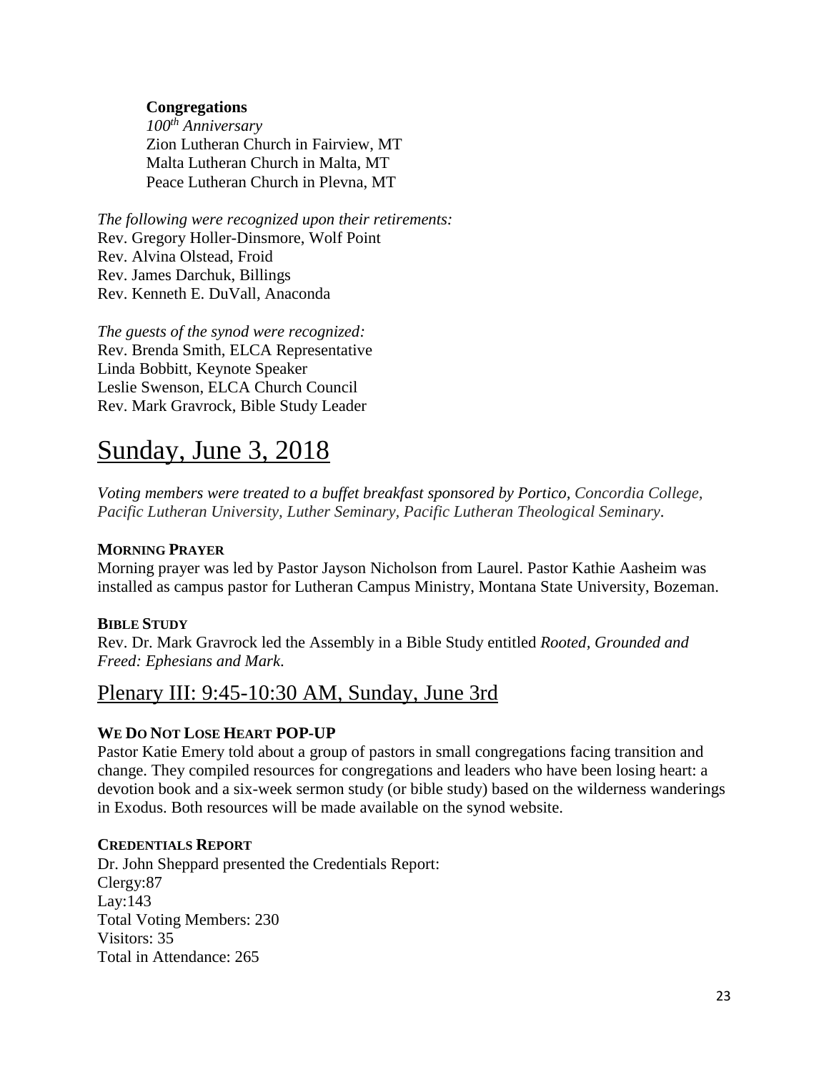**Congregations**

*100th Anniversary*
Zion Lutheran Church in Fairview, MT
Malta Lutheran Church in Malta, MT
Peace Lutheran Church in Plevna, MT

*The following were recognized upon their retirements:*
Rev. Gregory Holler-Dinsmore, Wolf Point
Rev. Alvina Olstead, Froid
Rev. James Darchuk, Billings
Rev. Kenneth E. DuVall, Anaconda

*The guests of the synod were recognized:*
Rev. Brenda Smith, ELCA Representative
Linda Bobbitt, Keynote Speaker
Leslie Swenson, ELCA Church Council
Rev. Mark Gravrock, Bible Study Leader

# Sunday, June 3, 2018

*Voting members were treated to a buffet breakfast sponsored by Portico, Concordia College, Pacific Lutheran University, Luther Seminary, Pacific Lutheran Theological Seminary.*

**MORNING PRAYER**

Morning prayer was led by Pastor Jayson Nicholson from Laurel. Pastor Kathie Aasheim was installed as campus pastor for Lutheran Campus Ministry, Montana State University, Bozeman.

**BIBLE STUDY**

Rev. Dr. Mark Gravrock led the Assembly in a Bible Study entitled *Rooted, Grounded and Freed: Ephesians and Mark.*

## Plenary III: 9:45-10:30 AM, Sunday, June 3rd

**WE DO NOT LOSE HEART POP-UP**

Pastor Katie Emery told about a group of pastors in small congregations facing transition and change. They compiled resources for congregations and leaders who have been losing heart: a devotion book and a six-week sermon study (or bible study) based on the wilderness wanderings in Exodus. Both resources will be made available on the synod website.

**CREDENTIALS REPORT**

Dr. John Sheppard presented the Credentials Report:
Clergy:87
Lay:143
Total Voting Members: 230
Visitors: 35
Total in Attendance: 265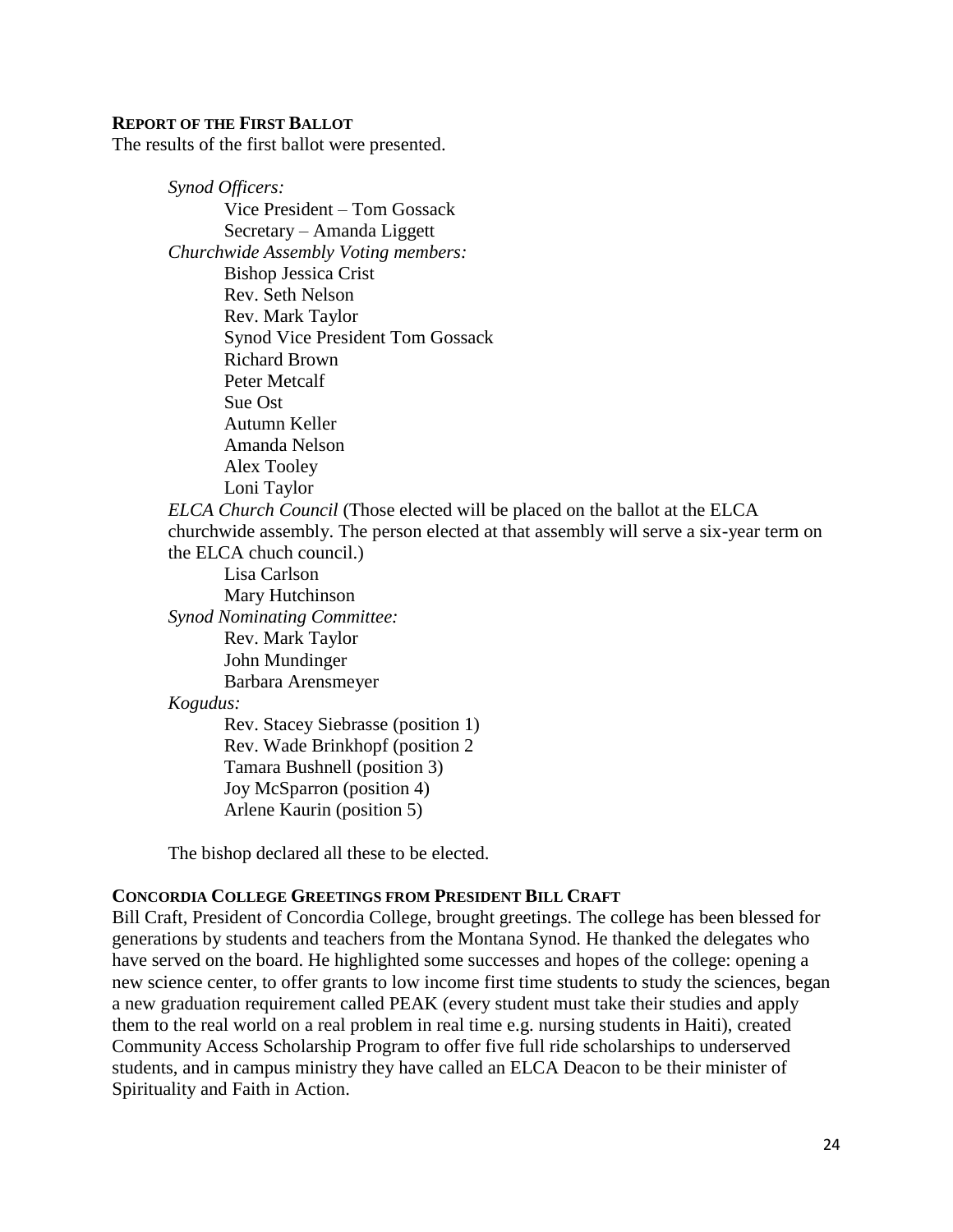### **REPORT OF THE FIRST BALLOT**

The results of the first ballot were presented.

*Synod Officers:*

Vice President – Tom Gossack
Secretary – Amanda Liggett

*Churchwide Assembly Voting members:*

Bishop Jessica Crist
Rev. Seth Nelson
Rev. Mark Taylor
Synod Vice President Tom Gossack
Richard Brown
Peter Metcalf
Sue Ost
Autumn Keller
Amanda Nelson
Alex Tooley
Loni Taylor

*ELCA Church Council* (Those elected will be placed on the ballot at the ELCA churchwide assembly. The person elected at that assembly will serve a six-year term on the ELCA chuch council.)

Lisa Carlson
Mary Hutchinson

*Synod Nominating Committee:*

Rev. Mark Taylor
John Mundinger
Barbara Arensmeyer

*Kogudus:*

Rev. Stacey Siebrasse (position 1)
Rev. Wade Brinkhopf (position 2
Tamara Bushnell (position 3)
Joy McSparron (position 4)
Arlene Kaurin (position 5)

The bishop declared all these to be elected.

### **CONCORDIA COLLEGE GREETINGS FROM PRESIDENT BILL CRAFT**

Bill Craft, President of Concordia College, brought greetings. The college has been blessed for generations by students and teachers from the Montana Synod. He thanked the delegates who have served on the board. He highlighted some successes and hopes of the college: opening a new science center, to offer grants to low income first time students to study the sciences, began a new graduation requirement called PEAK (every student must take their studies and apply them to the real world on a real problem in real time e.g. nursing students in Haiti), created Community Access Scholarship Program to offer five full ride scholarships to underserved students, and in campus ministry they have called an ELCA Deacon to be their minister of Spirituality and Faith in Action.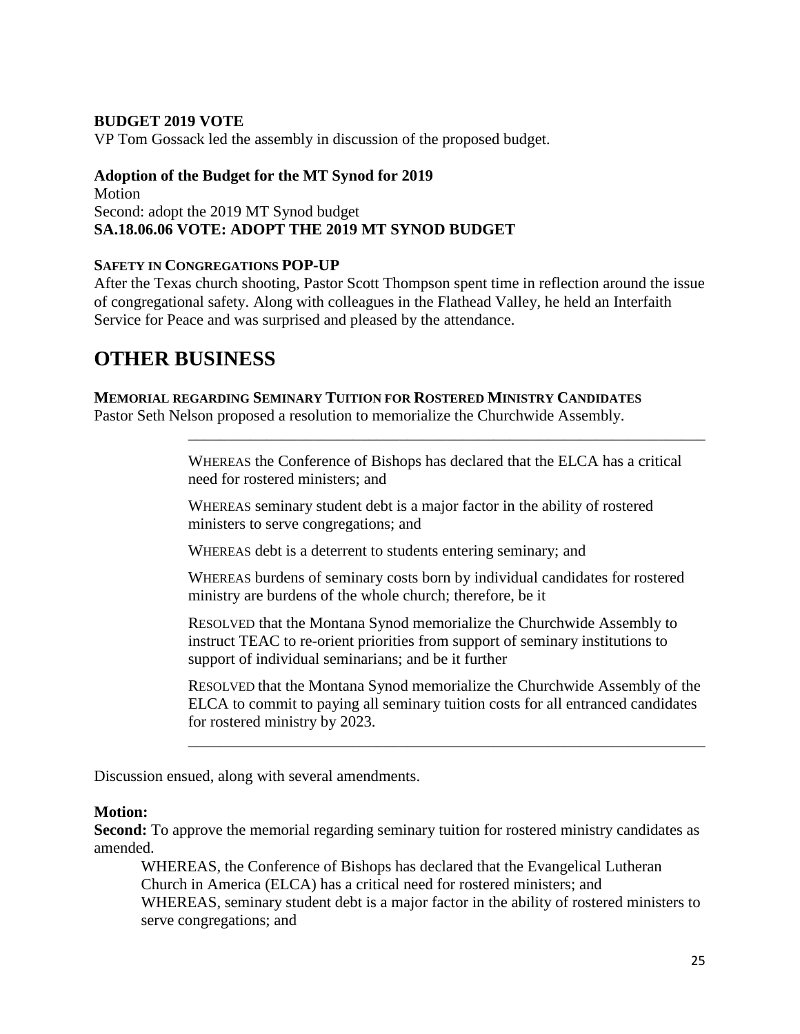**BUDGET 2019 VOTE**

VP Tom Gossack led the assembly in discussion of the proposed budget.

**Adoption of the Budget for the MT Synod for 2019**

Motion

Second: adopt the 2019 MT Synod budget

**SA.18.06.06 VOTE: ADOPT THE 2019 MT SYNOD BUDGET**

**SAFETY IN CONGREGATIONS POP-UP**

After the Texas church shooting, Pastor Scott Thompson spent time in reflection around the issue of congregational safety. Along with colleagues in the Flathead Valley, he held an Interfaith Service for Peace and was surprised and pleased by the attendance.

# OTHER BUSINESS

**MEMORIAL REGARDING SEMINARY TUITION FOR ROSTERED MINISTRY CANDIDATES**

Pastor Seth Nelson proposed a resolution to memorialize the Churchwide Assembly.

---

> WHEREAS the Conference of Bishops has declared that the ELCA has a critical need for rostered ministers; and
>
> WHEREAS seminary student debt is a major factor in the ability of rostered ministers to serve congregations; and
>
> WHEREAS debt is a deterrent to students entering seminary; and
>
> WHEREAS burdens of seminary costs born by individual candidates for rostered ministry are burdens of the whole church; therefore, be it
>
> RESOLVED that the Montana Synod memorialize the Churchwide Assembly to instruct TEAC to re-orient priorities from support of seminary institutions to support of individual seminarians; and be it further
>
> RESOLVED that the Montana Synod memorialize the Churchwide Assembly of the ELCA to commit to paying all seminary tuition costs for all entranced candidates for rostered ministry by 2023.

---

Discussion ensued, along with several amendments.

**Motion:**

**Second:** To approve the memorial regarding seminary tuition for rostered ministry candidates as amended.

> WHEREAS, the Conference of Bishops has declared that the Evangelical Lutheran Church in America (ELCA) has a critical need for rostered ministers; and
>
> WHEREAS, seminary student debt is a major factor in the ability of rostered ministers to serve congregations; and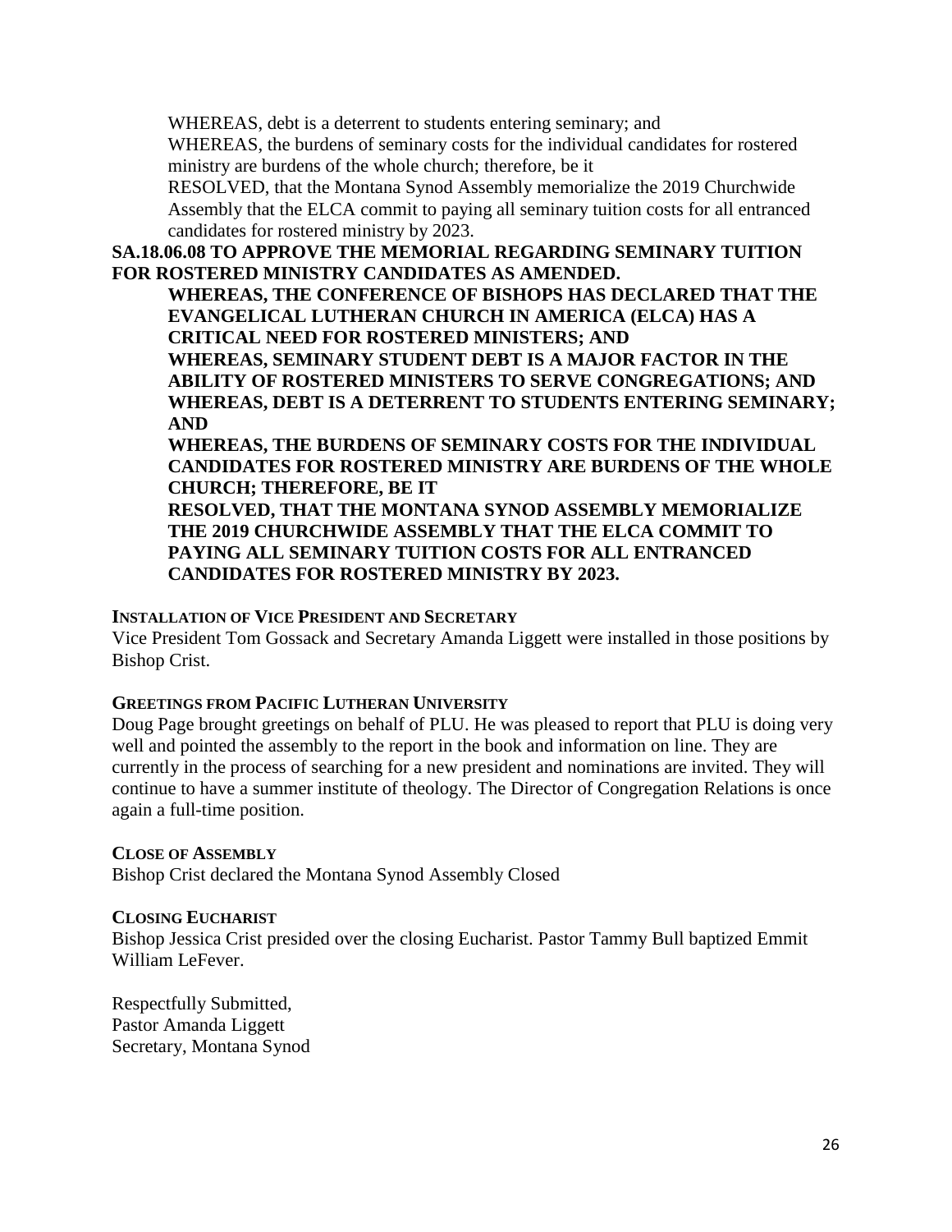WHEREAS, debt is a deterrent to students entering seminary; and

WHEREAS, the burdens of seminary costs for the individual candidates for rostered ministry are burdens of the whole church; therefore, be it

RESOLVED, that the Montana Synod Assembly memorialize the 2019 Churchwide Assembly that the ELCA commit to paying all seminary tuition costs for all entranced candidates for rostered ministry by 2023.

**SA.18.06.08 TO APPROVE THE MEMORIAL REGARDING SEMINARY TUITION FOR ROSTERED MINISTRY CANDIDATES AS AMENDED.**

**WHEREAS, THE CONFERENCE OF BISHOPS HAS DECLARED THAT THE EVANGELICAL LUTHERAN CHURCH IN AMERICA (ELCA) HAS A CRITICAL NEED FOR ROSTERED MINISTERS; AND**

**WHEREAS, SEMINARY STUDENT DEBT IS A MAJOR FACTOR IN THE ABILITY OF ROSTERED MINISTERS TO SERVE CONGREGATIONS; AND**

**WHEREAS, DEBT IS A DETERRENT TO STUDENTS ENTERING SEMINARY; AND**

**WHEREAS, THE BURDENS OF SEMINARY COSTS FOR THE INDIVIDUAL CANDIDATES FOR ROSTERED MINISTRY ARE BURDENS OF THE WHOLE CHURCH; THEREFORE, BE IT**

**RESOLVED, THAT THE MONTANA SYNOD ASSEMBLY MEMORIALIZE THE 2019 CHURCHWIDE ASSEMBLY THAT THE ELCA COMMIT TO PAYING ALL SEMINARY TUITION COSTS FOR ALL ENTRANCED CANDIDATES FOR ROSTERED MINISTRY BY 2023.**

**INSTALLATION OF VICE PRESIDENT AND SECRETARY**

Vice President Tom Gossack and Secretary Amanda Liggett were installed in those positions by Bishop Crist.

**GREETINGS FROM PACIFIC LUTHERAN UNIVERSITY**

Doug Page brought greetings on behalf of PLU. He was pleased to report that PLU is doing very well and pointed the assembly to the report in the book and information on line. They are currently in the process of searching for a new president and nominations are invited. They will continue to have a summer institute of theology. The Director of Congregation Relations is once again a full-time position.

**CLOSE OF ASSEMBLY**

Bishop Crist declared the Montana Synod Assembly Closed

**CLOSING EUCHARIST**

Bishop Jessica Crist presided over the closing Eucharist. Pastor Tammy Bull baptized Emmit William LeFever.

Respectfully Submitted,
Pastor Amanda Liggett
Secretary, Montana Synod